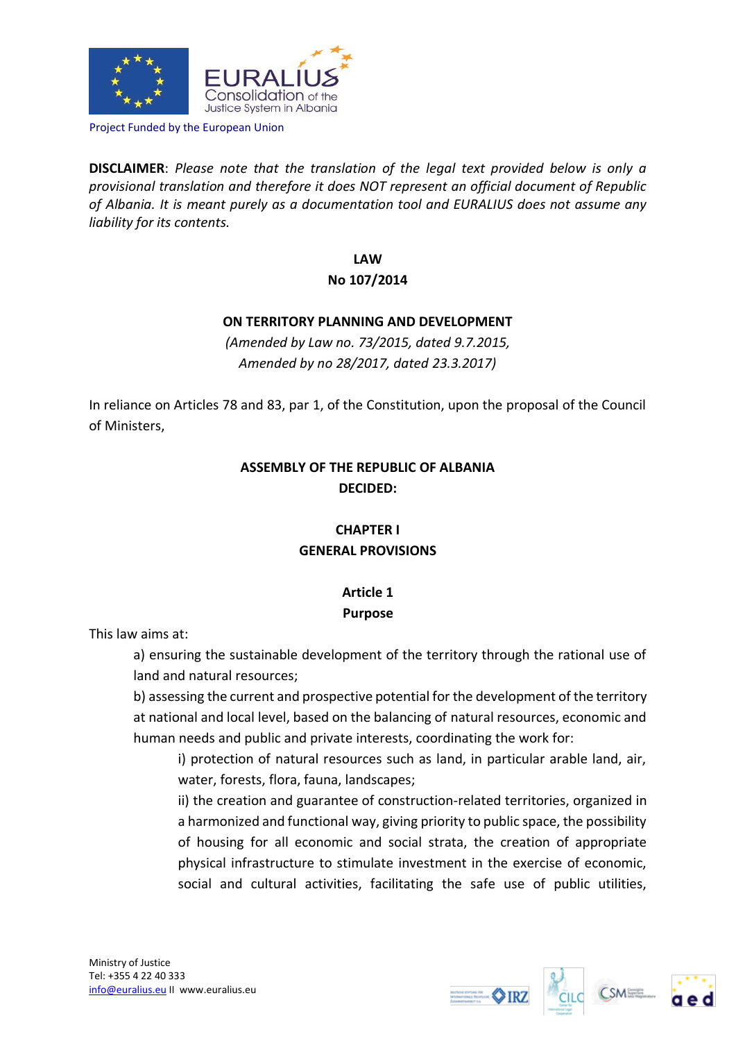Project Funded by the European Union

**DISCLAIMER**: *Please note that the translation of the legal text provided below is only a provisional translation and therefore it does NOT represent an official document of Republic of Albania. It is meant purely as a documentation tool and EURALIUS does not assume any liability for its contents.*

# LAW
# No 107/2014

## ON TERRITORY PLANNING AND DEVELOPMENT

*(Amended by Law no. 73/2015, dated 9.7.2015,*
*Amended by no 28/2017, dated 23.3.2017)*

In reliance on Articles 78 and 83, par 1, of the Constitution, upon the proposal of the Council of Ministers,

**ASSEMBLY OF THE REPUBLIC OF ALBANIA**
**DECIDED:**

## CHAPTER I
## GENERAL PROVISIONS

### Article 1
### Purpose

This law aims at:

a) ensuring the sustainable development of the territory through the rational use of land and natural resources;

b) assessing the current and prospective potential for the development of the territory at national and local level, based on the balancing of natural resources, economic and human needs and public and private interests, coordinating the work for:

i) protection of natural resources such as land, in particular arable land, air, water, forests, flora, fauna, landscapes;

ii) the creation and guarantee of construction-related territories, organized in a harmonized and functional way, giving priority to public space, the possibility of housing for all economic and social strata, the creation of appropriate physical infrastructure to stimulate investment in the exercise of economic, social and cultural activities, facilitating the safe use of public utilities,

Ministry of Justice
Tel: +355 4 22 40 333
info@euralius.eu II www.euralius.eu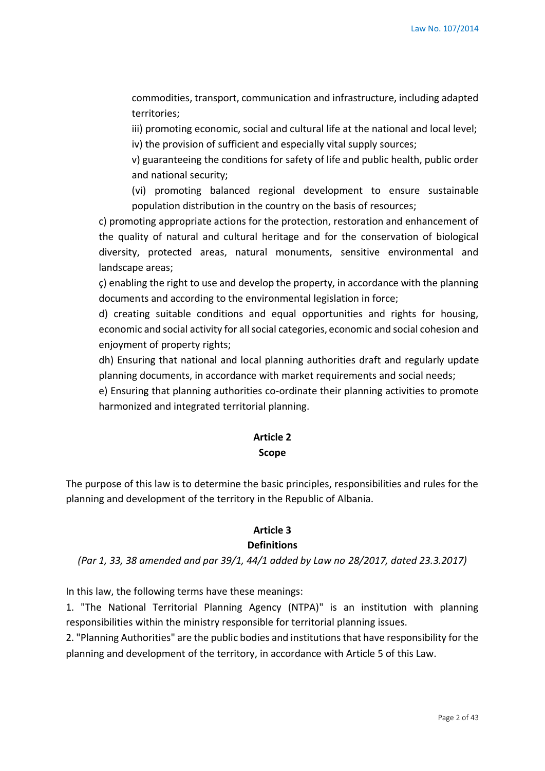commodities, transport, communication and infrastructure, including adapted territories;

iii) promoting economic, social and cultural life at the national and local level;

iv) the provision of sufficient and especially vital supply sources;

v) guaranteeing the conditions for safety of life and public health, public order and national security;

(vi) promoting balanced regional development to ensure sustainable population distribution in the country on the basis of resources;

c) promoting appropriate actions for the protection, restoration and enhancement of the quality of natural and cultural heritage and for the conservation of biological diversity, protected areas, natural monuments, sensitive environmental and landscape areas;

ç) enabling the right to use and develop the property, in accordance with the planning documents and according to the environmental legislation in force;

d) creating suitable conditions and equal opportunities and rights for housing, economic and social activity for all social categories, economic and social cohesion and enjoyment of property rights;

dh) Ensuring that national and local planning authorities draft and regularly update planning documents, in accordance with market requirements and social needs;

e) Ensuring that planning authorities co-ordinate their planning activities to promote harmonized and integrated territorial planning.

## Article 2
## Scope

The purpose of this law is to determine the basic principles, responsibilities and rules for the planning and development of the territory in the Republic of Albania.

## Article 3
## Definitions

*(Par 1, 33, 38 amended and par 39/1, 44/1 added by Law no 28/2017, dated 23.3.2017)*

In this law, the following terms have these meanings:

1. "The National Territorial Planning Agency (NTPA)" is an institution with planning responsibilities within the ministry responsible for territorial planning issues.
2. "Planning Authorities" are the public bodies and institutions that have responsibility for the planning and development of the territory, in accordance with Article 5 of this Law.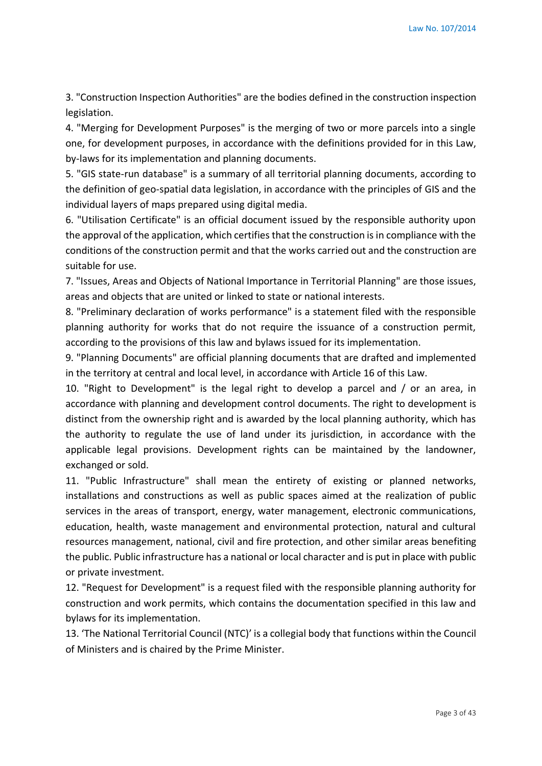3. "Construction Inspection Authorities" are the bodies defined in the construction inspection legislation.

4. "Merging for Development Purposes" is the merging of two or more parcels into a single one, for development purposes, in accordance with the definitions provided for in this Law, by-laws for its implementation and planning documents.

5. "GIS state-run database" is a summary of all territorial planning documents, according to the definition of geo-spatial data legislation, in accordance with the principles of GIS and the individual layers of maps prepared using digital media.

6. "Utilisation Certificate" is an official document issued by the responsible authority upon the approval of the application, which certifies that the construction is in compliance with the conditions of the construction permit and that the works carried out and the construction are suitable for use.

7. "Issues, Areas and Objects of National Importance in Territorial Planning" are those issues, areas and objects that are united or linked to state or national interests.

8. "Preliminary declaration of works performance" is a statement filed with the responsible planning authority for works that do not require the issuance of a construction permit, according to the provisions of this law and bylaws issued for its implementation.

9. "Planning Documents" are official planning documents that are drafted and implemented in the territory at central and local level, in accordance with Article 16 of this Law.

10. "Right to Development" is the legal right to develop a parcel and / or an area, in accordance with planning and development control documents. The right to development is distinct from the ownership right and is awarded by the local planning authority, which has the authority to regulate the use of land under its jurisdiction, in accordance with the applicable legal provisions. Development rights can be maintained by the landowner, exchanged or sold.

11. "Public Infrastructure" shall mean the entirety of existing or planned networks, installations and constructions as well as public spaces aimed at the realization of public services in the areas of transport, energy, water management, electronic communications, education, health, waste management and environmental protection, natural and cultural resources management, national, civil and fire protection, and other similar areas benefiting the public. Public infrastructure has a national or local character and is put in place with public or private investment.

12. "Request for Development" is a request filed with the responsible planning authority for construction and work permits, which contains the documentation specified in this law and bylaws for its implementation.

13. 'The National Territorial Council (NTC)' is a collegial body that functions within the Council of Ministers and is chaired by the Prime Minister.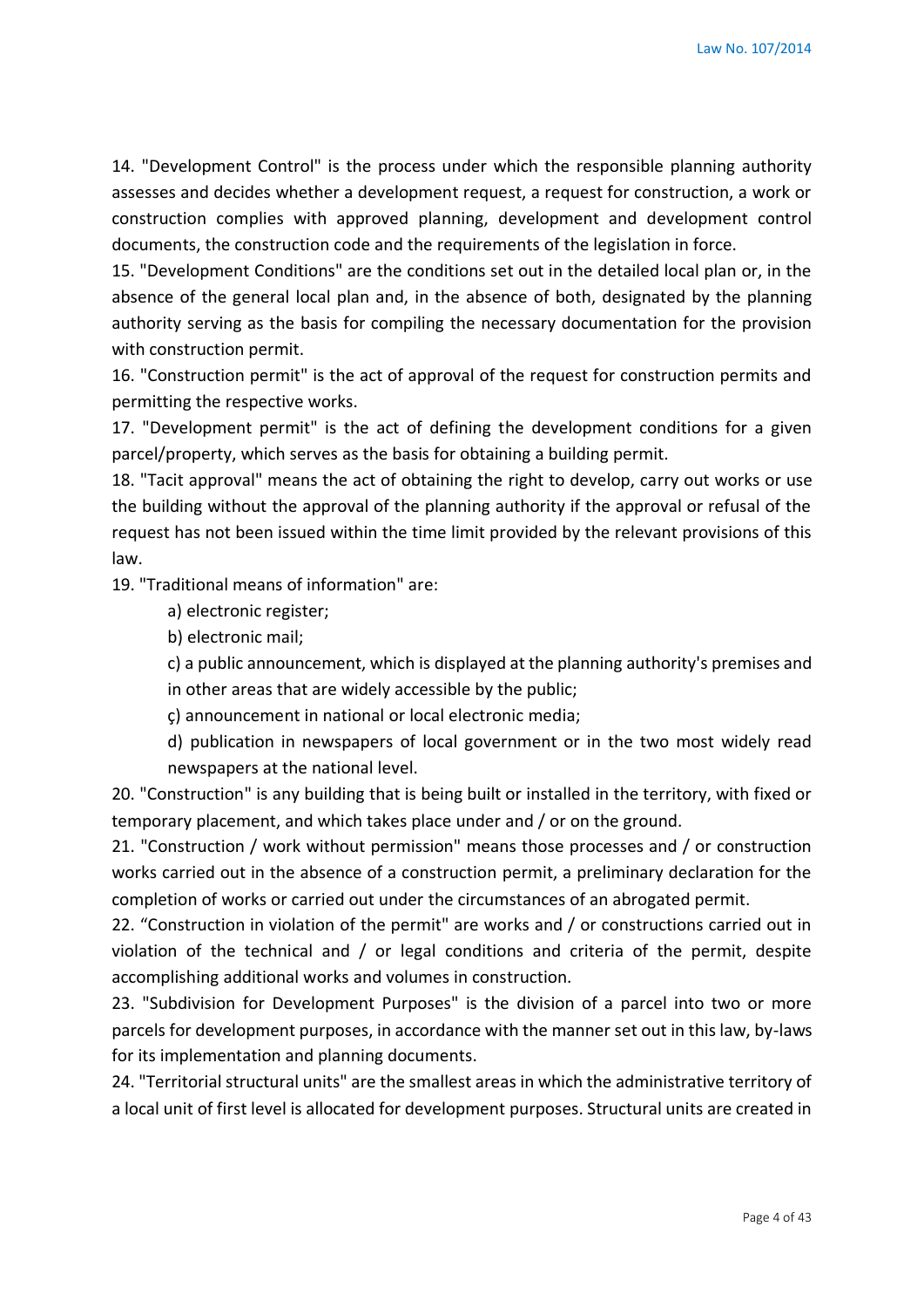14. "Development Control" is the process under which the responsible planning authority assesses and decides whether a development request, a request for construction, a work or construction complies with approved planning, development and development control documents, the construction code and the requirements of the legislation in force.

15. "Development Conditions" are the conditions set out in the detailed local plan or, in the absence of the general local plan and, in the absence of both, designated by the planning authority serving as the basis for compiling the necessary documentation for the provision with construction permit.

16. "Construction permit" is the act of approval of the request for construction permits and permitting the respective works.

17. "Development permit" is the act of defining the development conditions for a given parcel/property, which serves as the basis for obtaining a building permit.

18. "Tacit approval" means the act of obtaining the right to develop, carry out works or use the building without the approval of the planning authority if the approval or refusal of the request has not been issued within the time limit provided by the relevant provisions of this law.

19. "Traditional means of information" are:

a) electronic register;

b) electronic mail;

c) a public announcement, which is displayed at the planning authority's premises and in other areas that are widely accessible by the public;

ç) announcement in national or local electronic media;

d) publication in newspapers of local government or in the two most widely read newspapers at the national level.

20. "Construction" is any building that is being built or installed in the territory, with fixed or temporary placement, and which takes place under and / or on the ground.

21. "Construction / work without permission" means those processes and / or construction works carried out in the absence of a construction permit, a preliminary declaration for the completion of works or carried out under the circumstances of an abrogated permit.

22. "Construction in violation of the permit" are works and / or constructions carried out in violation of the technical and / or legal conditions and criteria of the permit, despite accomplishing additional works and volumes in construction.

23. "Subdivision for Development Purposes" is the division of a parcel into two or more parcels for development purposes, in accordance with the manner set out in this law, by-laws for its implementation and planning documents.

24. "Territorial structural units" are the smallest areas in which the administrative territory of a local unit of first level is allocated for development purposes. Structural units are created in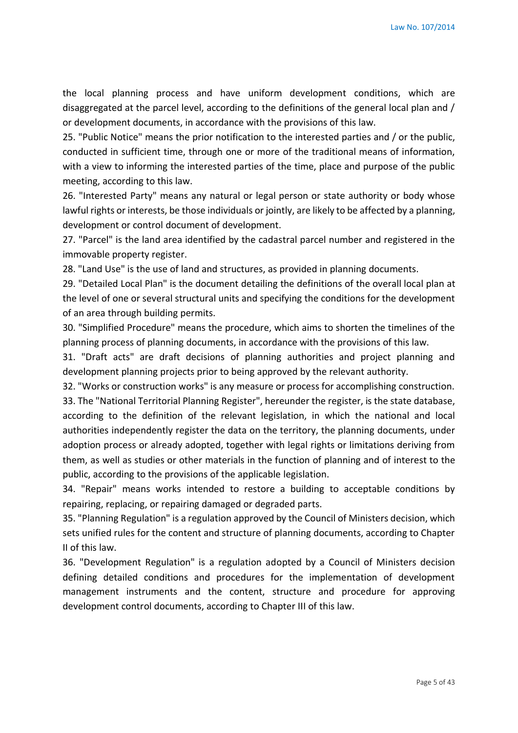the local planning process and have uniform development conditions, which are disaggregated at the parcel level, according to the definitions of the general local plan and / or development documents, in accordance with the provisions of this law.

25. "Public Notice" means the prior notification to the interested parties and / or the public, conducted in sufficient time, through one or more of the traditional means of information, with a view to informing the interested parties of the time, place and purpose of the public meeting, according to this law.

26. "Interested Party" means any natural or legal person or state authority or body whose lawful rights or interests, be those individuals or jointly, are likely to be affected by a planning, development or control document of development.

27. "Parcel" is the land area identified by the cadastral parcel number and registered in the immovable property register.

28. "Land Use" is the use of land and structures, as provided in planning documents.

29. "Detailed Local Plan" is the document detailing the definitions of the overall local plan at the level of one or several structural units and specifying the conditions for the development of an area through building permits.

30. "Simplified Procedure" means the procedure, which aims to shorten the timelines of the planning process of planning documents, in accordance with the provisions of this law.

31. "Draft acts" are draft decisions of planning authorities and project planning and development planning projects prior to being approved by the relevant authority.

32. "Works or construction works" is any measure or process for accomplishing construction.

33. The "National Territorial Planning Register", hereunder the register, is the state database, according to the definition of the relevant legislation, in which the national and local authorities independently register the data on the territory, the planning documents, under adoption process or already adopted, together with legal rights or limitations deriving from them, as well as studies or other materials in the function of planning and of interest to the public, according to the provisions of the applicable legislation.

34. "Repair" means works intended to restore a building to acceptable conditions by repairing, replacing, or repairing damaged or degraded parts.

35. "Planning Regulation" is a regulation approved by the Council of Ministers decision, which sets unified rules for the content and structure of planning documents, according to Chapter II of this law.

36. "Development Regulation" is a regulation adopted by a Council of Ministers decision defining detailed conditions and procedures for the implementation of development management instruments and the content, structure and procedure for approving development control documents, according to Chapter III of this law.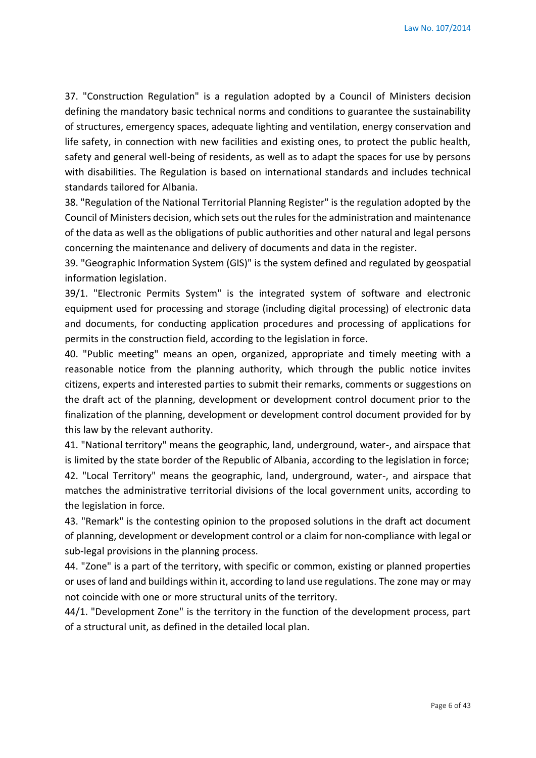37. "Construction Regulation" is a regulation adopted by a Council of Ministers decision defining the mandatory basic technical norms and conditions to guarantee the sustainability of structures, emergency spaces, adequate lighting and ventilation, energy conservation and life safety, in connection with new facilities and existing ones, to protect the public health, safety and general well-being of residents, as well as to adapt the spaces for use by persons with disabilities. The Regulation is based on international standards and includes technical standards tailored for Albania.

38. "Regulation of the National Territorial Planning Register" is the regulation adopted by the Council of Ministers decision, which sets out the rules for the administration and maintenance of the data as well as the obligations of public authorities and other natural and legal persons concerning the maintenance and delivery of documents and data in the register.

39. "Geographic Information System (GIS)" is the system defined and regulated by geospatial information legislation.

39/1. "Electronic Permits System" is the integrated system of software and electronic equipment used for processing and storage (including digital processing) of electronic data and documents, for conducting application procedures and processing of applications for permits in the construction field, according to the legislation in force.

40. "Public meeting" means an open, organized, appropriate and timely meeting with a reasonable notice from the planning authority, which through the public notice invites citizens, experts and interested parties to submit their remarks, comments or suggestions on the draft act of the planning, development or development control document prior to the finalization of the planning, development or development control document provided for by this law by the relevant authority.

41. "National territory" means the geographic, land, underground, water-, and airspace that is limited by the state border of the Republic of Albania, according to the legislation in force;

42. "Local Territory" means the geographic, land, underground, water-, and airspace that matches the administrative territorial divisions of the local government units, according to the legislation in force.

43. "Remark" is the contesting opinion to the proposed solutions in the draft act document of planning, development or development control or a claim for non-compliance with legal or sub-legal provisions in the planning process.

44. "Zone" is a part of the territory, with specific or common, existing or planned properties or uses of land and buildings within it, according to land use regulations. The zone may or may not coincide with one or more structural units of the territory.

44/1. "Development Zone" is the territory in the function of the development process, part of a structural unit, as defined in the detailed local plan.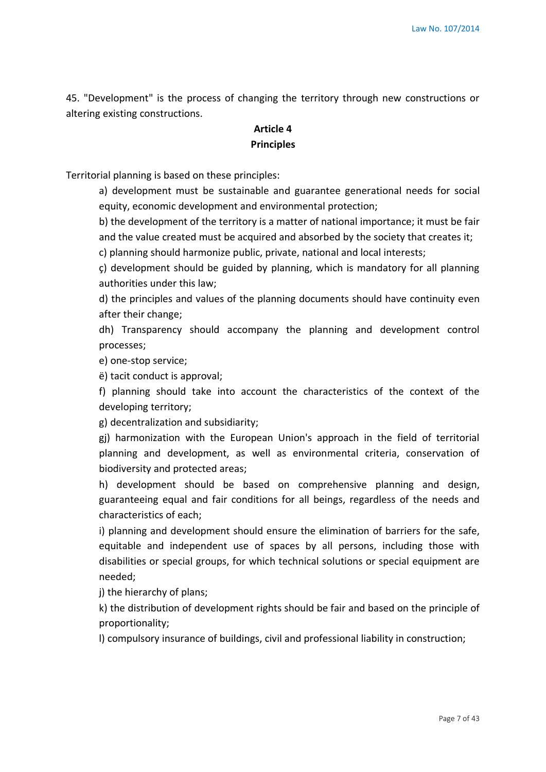45. "Development" is the process of changing the territory through new constructions or altering existing constructions.

## Article 4
## Principles

Territorial planning is based on these principles:

a) development must be sustainable and guarantee generational needs for social equity, economic development and environmental protection;

b) the development of the territory is a matter of national importance; it must be fair and the value created must be acquired and absorbed by the society that creates it;

c) planning should harmonize public, private, national and local interests;

ç) development should be guided by planning, which is mandatory for all planning authorities under this law;

d) the principles and values of the planning documents should have continuity even after their change;

dh) Transparency should accompany the planning and development control processes;

e) one-stop service;

ë) tacit conduct is approval;

f) planning should take into account the characteristics of the context of the developing territory;

g) decentralization and subsidiarity;

gj) harmonization with the European Union's approach in the field of territorial planning and development, as well as environmental criteria, conservation of biodiversity and protected areas;

h) development should be based on comprehensive planning and design, guaranteeing equal and fair conditions for all beings, regardless of the needs and characteristics of each;

i) planning and development should ensure the elimination of barriers for the safe, equitable and independent use of spaces by all persons, including those with disabilities or special groups, for which technical solutions or special equipment are needed;

j) the hierarchy of plans;

k) the distribution of development rights should be fair and based on the principle of proportionality;

l) compulsory insurance of buildings, civil and professional liability in construction;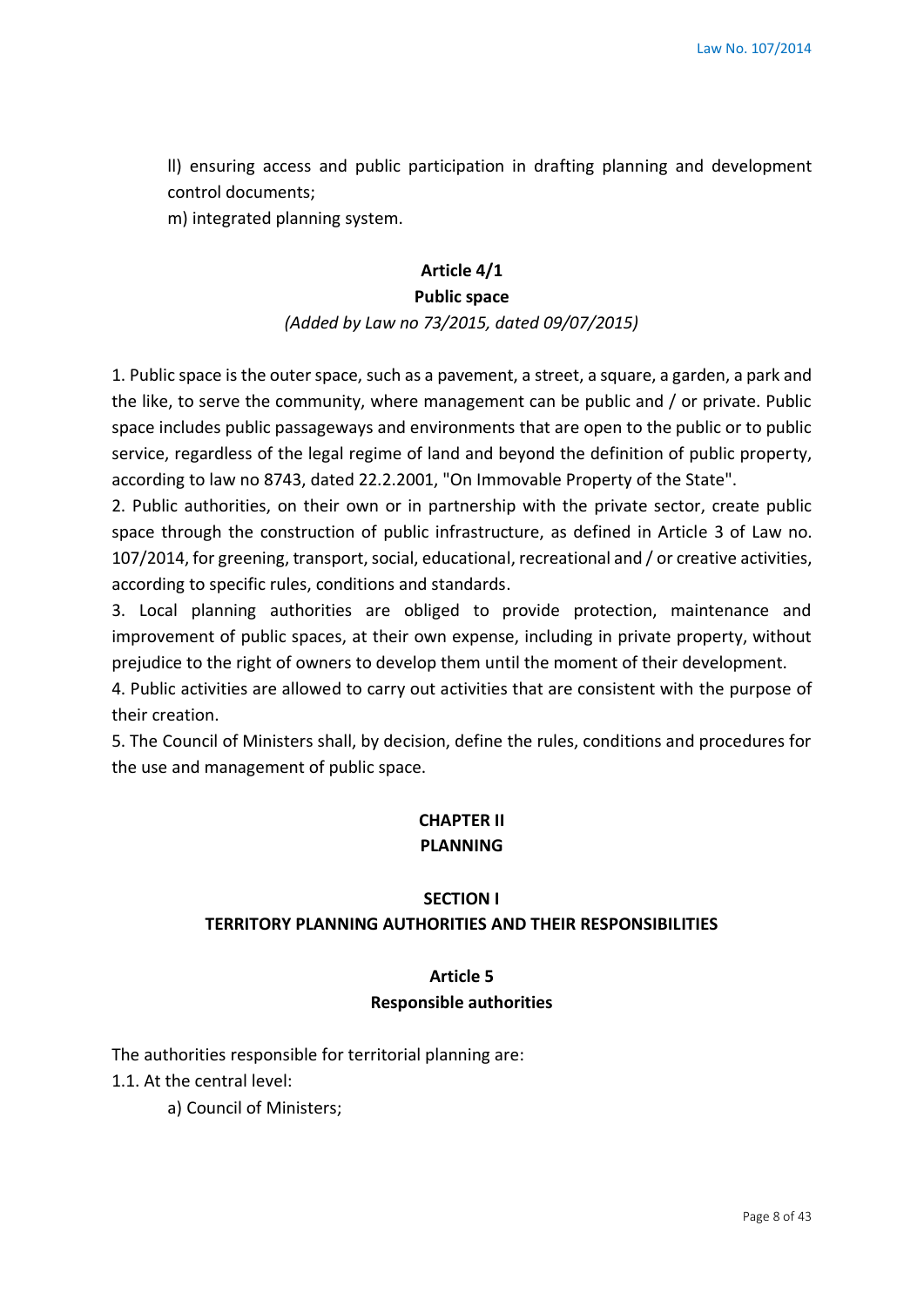ll) ensuring access and public participation in drafting planning and development control documents;

m) integrated planning system.

### Article 4/1
### Public space

*(Added by Law no 73/2015, dated 09/07/2015)*

1. Public space is the outer space, such as a pavement, a street, a square, a garden, a park and the like, to serve the community, where management can be public and / or private. Public space includes public passageways and environments that are open to the public or to public service, regardless of the legal regime of land and beyond the definition of public property, according to law no 8743, dated 22.2.2001, "On Immovable Property of the State".
2. Public authorities, on their own or in partnership with the private sector, create public space through the construction of public infrastructure, as defined in Article 3 of Law no. 107/2014, for greening, transport, social, educational, recreational and / or creative activities, according to specific rules, conditions and standards.
3. Local planning authorities are obliged to provide protection, maintenance and improvement of public spaces, at their own expense, including in private property, without prejudice to the right of owners to develop them until the moment of their development.
4. Public activities are allowed to carry out activities that are consistent with the purpose of their creation.
5. The Council of Ministers shall, by decision, define the rules, conditions and procedures for the use and management of public space.

## CHAPTER II
## PLANNING

## SECTION I
## TERRITORY PLANNING AUTHORITIES AND THEIR RESPONSIBILITIES

### Article 5
### Responsible authorities

The authorities responsible for territorial planning are:

1.1. At the central level:

a) Council of Ministers;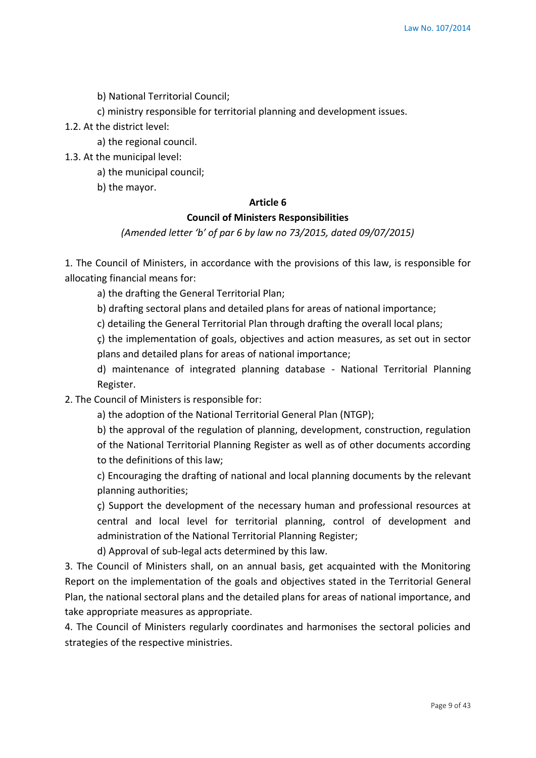b) National Territorial Council;

c) ministry responsible for territorial planning and development issues.

1.2. At the district level:

a) the regional council.

1.3. At the municipal level:

a) the municipal council;

b) the mayor.

**Article 6**

**Council of Ministers Responsibilities**

*(Amended letter 'b' of par 6 by law no 73/2015, dated 09/07/2015)*

1. The Council of Ministers, in accordance with the provisions of this law, is responsible for allocating financial means for:

a) the drafting the General Territorial Plan;

b) drafting sectoral plans and detailed plans for areas of national importance;

c) detailing the General Territorial Plan through drafting the overall local plans;

ç) the implementation of goals, objectives and action measures, as set out in sector plans and detailed plans for areas of national importance;

d) maintenance of integrated planning database - National Territorial Planning Register.

2. The Council of Ministers is responsible for:

a) the adoption of the National Territorial General Plan (NTGP);

b) the approval of the regulation of planning, development, construction, regulation of the National Territorial Planning Register as well as of other documents according to the definitions of this law;

c) Encouraging the drafting of national and local planning documents by the relevant planning authorities;

ç) Support the development of the necessary human and professional resources at central and local level for territorial planning, control of development and administration of the National Territorial Planning Register;

d) Approval of sub-legal acts determined by this law.

3. The Council of Ministers shall, on an annual basis, get acquainted with the Monitoring Report on the implementation of the goals and objectives stated in the Territorial General Plan, the national sectoral plans and the detailed plans for areas of national importance, and take appropriate measures as appropriate.

4. The Council of Ministers regularly coordinates and harmonises the sectoral policies and strategies of the respective ministries.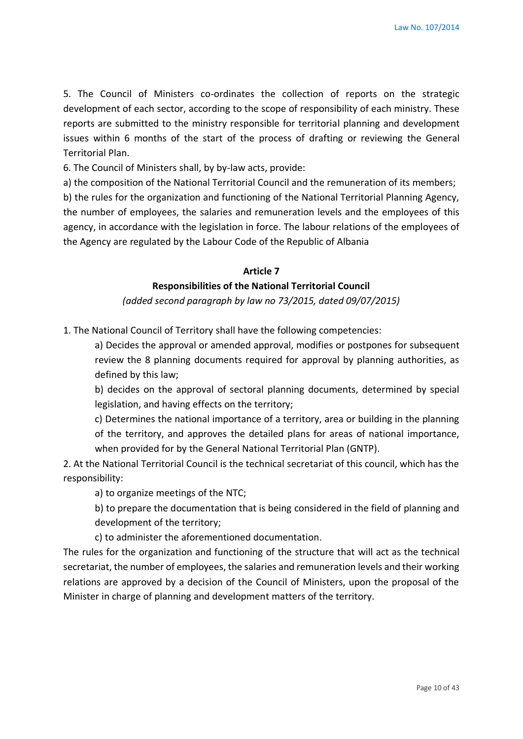5. The Council of Ministers co-ordinates the collection of reports on the strategic development of each sector, according to the scope of responsibility of each ministry. These reports are submitted to the ministry responsible for territorial planning and development issues within 6 months of the start of the process of drafting or reviewing the General Territorial Plan.

6. The Council of Ministers shall, by by-law acts, provide:

a) the composition of the National Territorial Council and the remuneration of its members;

b) the rules for the organization and functioning of the National Territorial Planning Agency, the number of employees, the salaries and remuneration levels and the employees of this agency, in accordance with the legislation in force. The labour relations of the employees of the Agency are regulated by the Labour Code of the Republic of Albania

**Article 7**

**Responsibilities of the National Territorial Council**

*(added second paragraph by law no 73/2015, dated 09/07/2015)*

1. The National Council of Territory shall have the following competencies:

a) Decides the approval or amended approval, modifies or postpones for subsequent review the 8 planning documents required for approval by planning authorities, as defined by this law;

b) decides on the approval of sectoral planning documents, determined by special legislation, and having effects on the territory;

c) Determines the national importance of a territory, area or building in the planning of the territory, and approves the detailed plans for areas of national importance, when provided for by the General National Territorial Plan (GNTP).

2. At the National Territorial Council is the technical secretariat of this council, which has the responsibility:

a) to organize meetings of the NTC;

b) to prepare the documentation that is being considered in the field of planning and development of the territory;

c) to administer the aforementioned documentation.

The rules for the organization and functioning of the structure that will act as the technical secretariat, the number of employees, the salaries and remuneration levels and their working relations are approved by a decision of the Council of Ministers, upon the proposal of the Minister in charge of planning and development matters of the territory.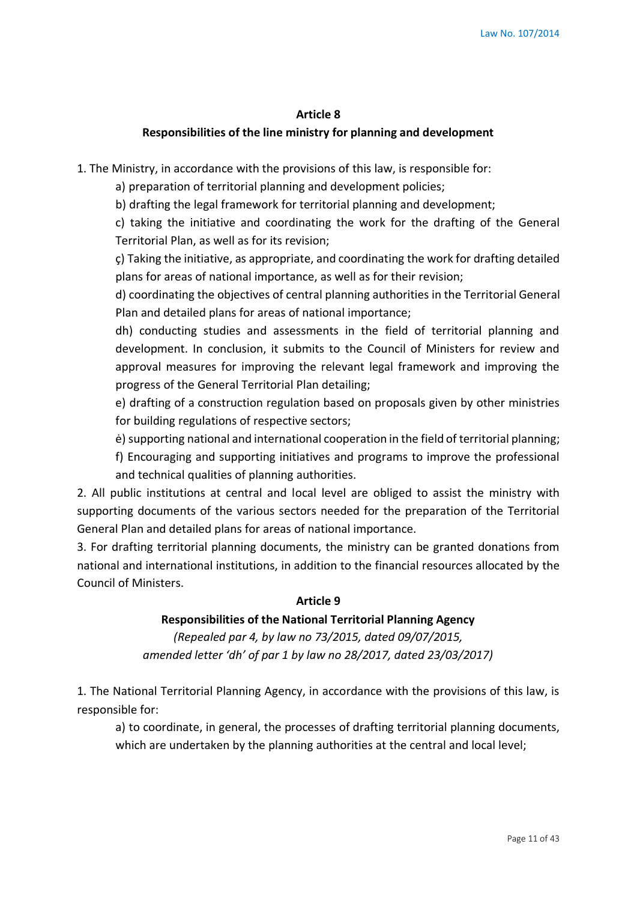### Article 8

### Responsibilities of the line ministry for planning and development

1. The Ministry, in accordance with the provisions of this law, is responsible for:

   a) preparation of territorial planning and development policies;

   b) drafting the legal framework for territorial planning and development;

   c) taking the initiative and coordinating the work for the drafting of the General Territorial Plan, as well as for its revision;

   ç) Taking the initiative, as appropriate, and coordinating the work for drafting detailed plans for areas of national importance, as well as for their revision;

   d) coordinating the objectives of central planning authorities in the Territorial General Plan and detailed plans for areas of national importance;

   dh) conducting studies and assessments in the field of territorial planning and development. In conclusion, it submits to the Council of Ministers for review and approval measures for improving the relevant legal framework and improving the progress of the General Territorial Plan detailing;

   e) drafting of a construction regulation based on proposals given by other ministries for building regulations of respective sectors;

   ė) supporting national and international cooperation in the field of territorial planning;

   f) Encouraging and supporting initiatives and programs to improve the professional and technical qualities of planning authorities.

2. All public institutions at central and local level are obliged to assist the ministry with supporting documents of the various sectors needed for the preparation of the Territorial General Plan and detailed plans for areas of national importance.

3. For drafting territorial planning documents, the ministry can be granted donations from national and international institutions, in addition to the financial resources allocated by the Council of Ministers.

### Article 9

### Responsibilities of the National Territorial Planning Agency

*(Repealed par 4, by law no 73/2015, dated 09/07/2015, amended letter 'dh' of par 1 by law no 28/2017, dated 23/03/2017)*

1. The National Territorial Planning Agency, in accordance with the provisions of this law, is responsible for:

   a) to coordinate, in general, the processes of drafting territorial planning documents, which are undertaken by the planning authorities at the central and local level;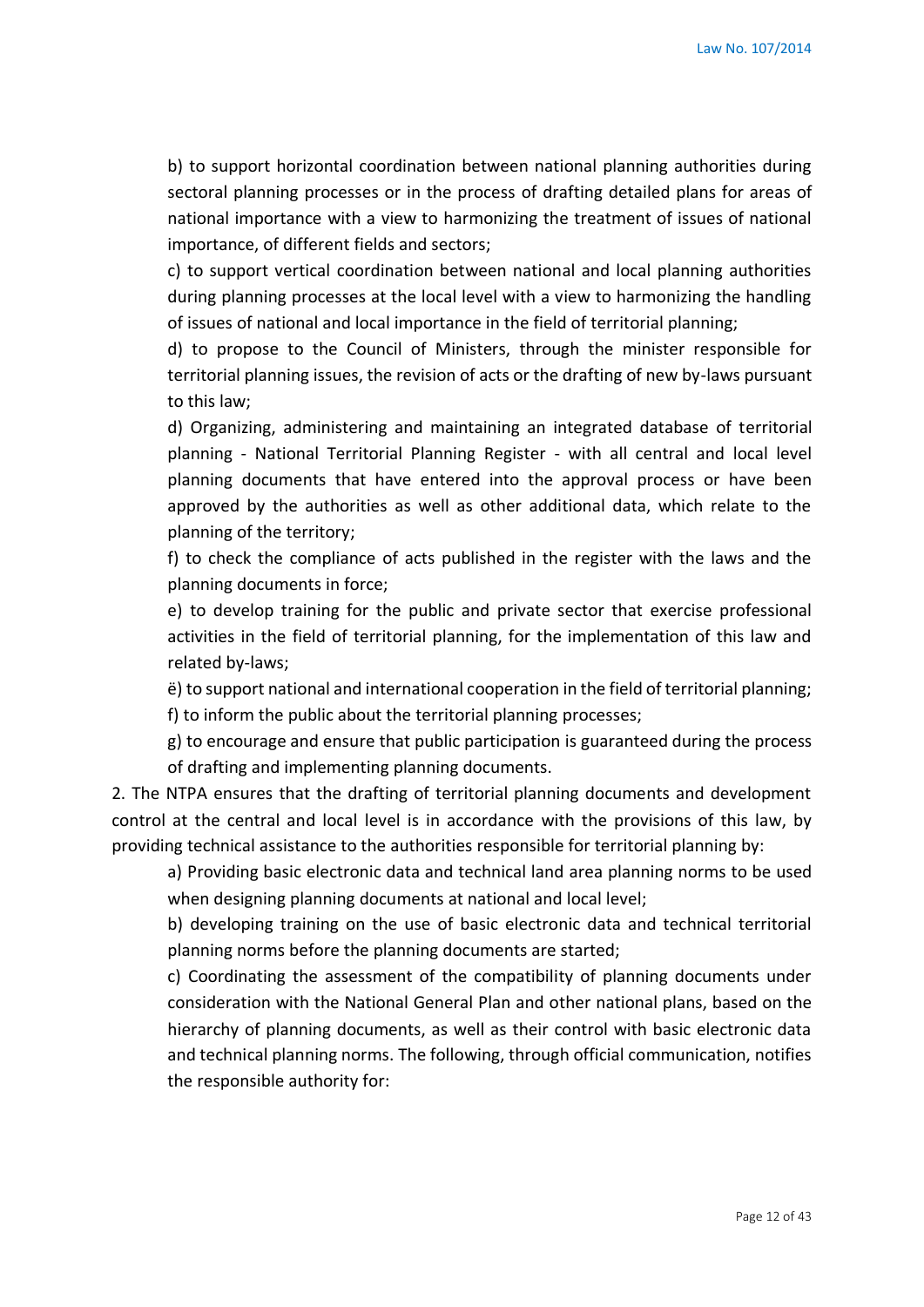b) to support horizontal coordination between national planning authorities during sectoral planning processes or in the process of drafting detailed plans for areas of national importance with a view to harmonizing the treatment of issues of national importance, of different fields and sectors;

c) to support vertical coordination between national and local planning authorities during planning processes at the local level with a view to harmonizing the handling of issues of national and local importance in the field of territorial planning;

d) to propose to the Council of Ministers, through the minister responsible for territorial planning issues, the revision of acts or the drafting of new by-laws pursuant to this law;

d) Organizing, administering and maintaining an integrated database of territorial planning - National Territorial Planning Register - with all central and local level planning documents that have entered into the approval process or have been approved by the authorities as well as other additional data, which relate to the planning of the territory;

f) to check the compliance of acts published in the register with the laws and the planning documents in force;

e) to develop training for the public and private sector that exercise professional activities in the field of territorial planning, for the implementation of this law and related by-laws;

ë) to support national and international cooperation in the field of territorial planning;

f) to inform the public about the territorial planning processes;

g) to encourage and ensure that public participation is guaranteed during the process of drafting and implementing planning documents.

2. The NTPA ensures that the drafting of territorial planning documents and development control at the central and local level is in accordance with the provisions of this law, by providing technical assistance to the authorities responsible for territorial planning by:

a) Providing basic electronic data and technical land area planning norms to be used when designing planning documents at national and local level;

b) developing training on the use of basic electronic data and technical territorial planning norms before the planning documents are started;

c) Coordinating the assessment of the compatibility of planning documents under consideration with the National General Plan and other national plans, based on the hierarchy of planning documents, as well as their control with basic electronic data and technical planning norms. The following, through official communication, notifies the responsible authority for: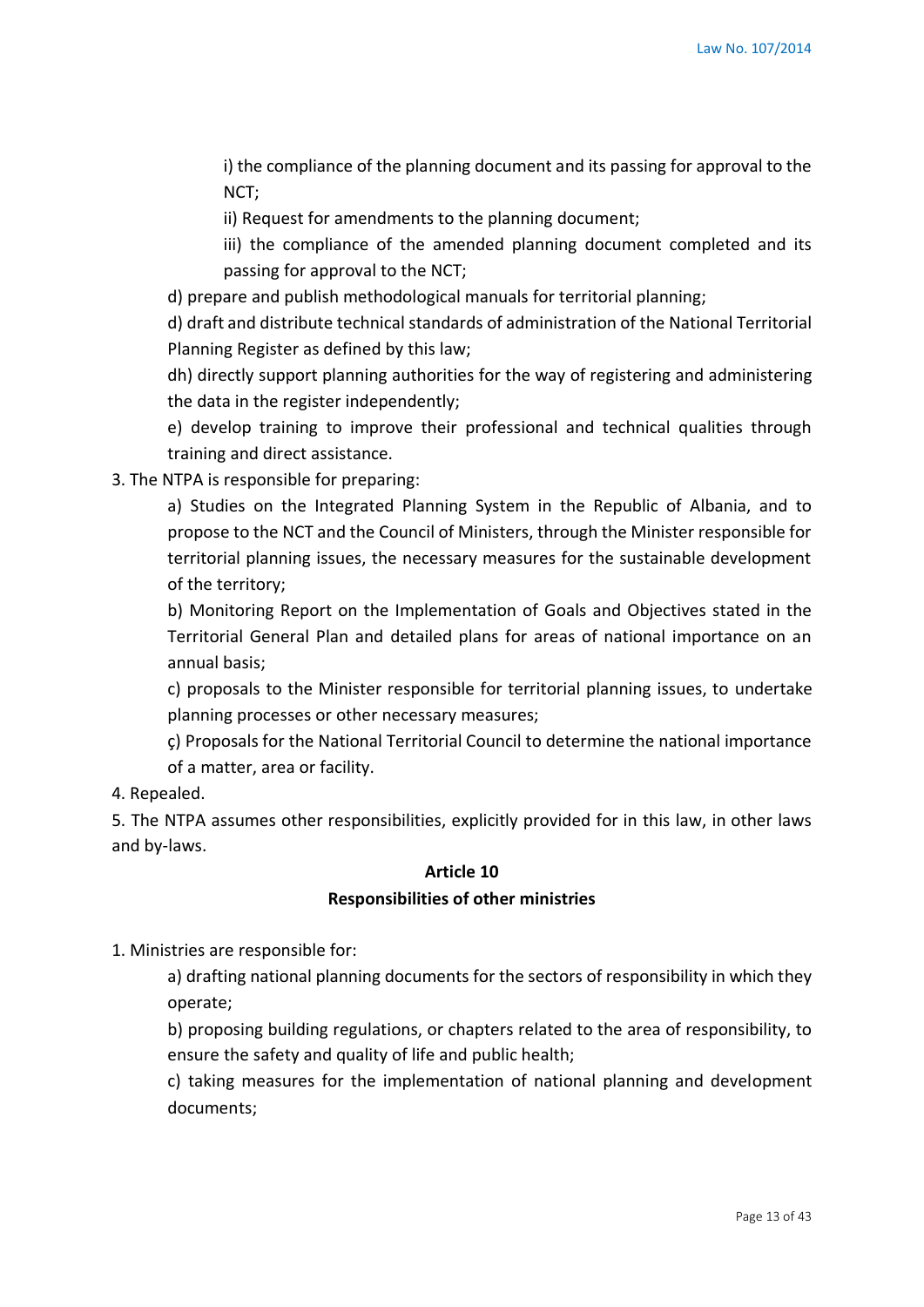i) the compliance of the planning document and its passing for approval to the NCT;

ii) Request for amendments to the planning document;

iii) the compliance of the amended planning document completed and its passing for approval to the NCT;

d) prepare and publish methodological manuals for territorial planning;

d) draft and distribute technical standards of administration of the National Territorial Planning Register as defined by this law;

dh) directly support planning authorities for the way of registering and administering the data in the register independently;

e) develop training to improve their professional and technical qualities through training and direct assistance.

3. The NTPA is responsible for preparing:

a) Studies on the Integrated Planning System in the Republic of Albania, and to propose to the NCT and the Council of Ministers, through the Minister responsible for territorial planning issues, the necessary measures for the sustainable development of the territory;

b) Monitoring Report on the Implementation of Goals and Objectives stated in the Territorial General Plan and detailed plans for areas of national importance on an annual basis;

c) proposals to the Minister responsible for territorial planning issues, to undertake planning processes or other necessary measures;

ç) Proposals for the National Territorial Council to determine the national importance of a matter, area or facility.

4. Repealed.

5. The NTPA assumes other responsibilities, explicitly provided for in this law, in other laws and by-laws.

## Article 10
## Responsibilities of other ministries

1. Ministries are responsible for:

a) drafting national planning documents for the sectors of responsibility in which they operate;

b) proposing building regulations, or chapters related to the area of responsibility, to ensure the safety and quality of life and public health;

c) taking measures for the implementation of national planning and development documents;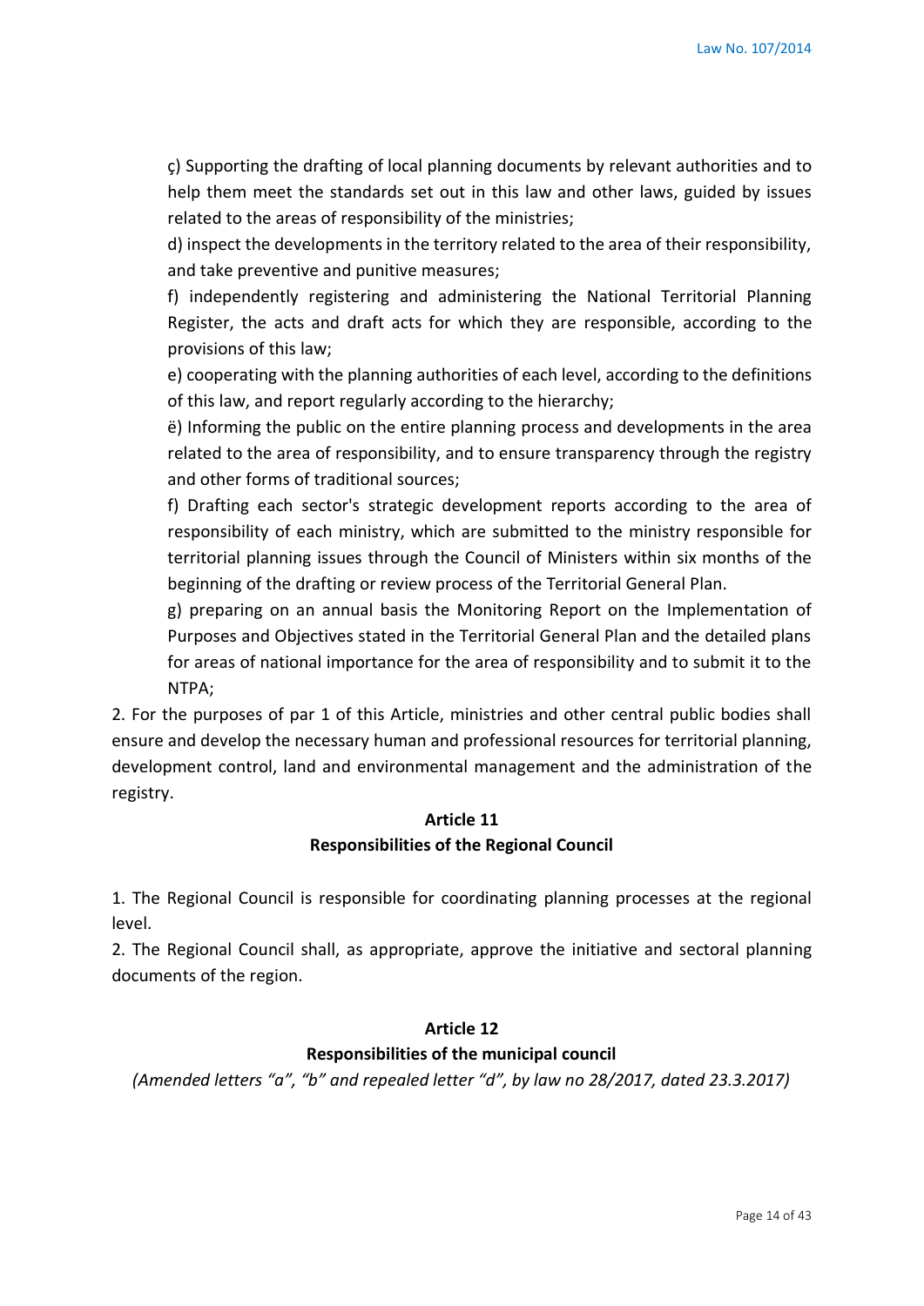ç) Supporting the drafting of local planning documents by relevant authorities and to help them meet the standards set out in this law and other laws, guided by issues related to the areas of responsibility of the ministries;

d) inspect the developments in the territory related to the area of their responsibility, and take preventive and punitive measures;

f) independently registering and administering the National Territorial Planning Register, the acts and draft acts for which they are responsible, according to the provisions of this law;

e) cooperating with the planning authorities of each level, according to the definitions of this law, and report regularly according to the hierarchy;

ë) Informing the public on the entire planning process and developments in the area related to the area of responsibility, and to ensure transparency through the registry and other forms of traditional sources;

f) Drafting each sector's strategic development reports according to the area of responsibility of each ministry, which are submitted to the ministry responsible for territorial planning issues through the Council of Ministers within six months of the beginning of the drafting or review process of the Territorial General Plan.

g) preparing on an annual basis the Monitoring Report on the Implementation of Purposes and Objectives stated in the Territorial General Plan and the detailed plans for areas of national importance for the area of responsibility and to submit it to the NTPA;

2. For the purposes of par 1 of this Article, ministries and other central public bodies shall ensure and develop the necessary human and professional resources for territorial planning, development control, land and environmental management and the administration of the registry.

## Article 11
## Responsibilities of the Regional Council

1. The Regional Council is responsible for coordinating planning processes at the regional level.

2. The Regional Council shall, as appropriate, approve the initiative and sectoral planning documents of the region.

## Article 12
## Responsibilities of the municipal council

*(Amended letters "a", "b" and repealed letter "d", by law no 28/2017, dated 23.3.2017)*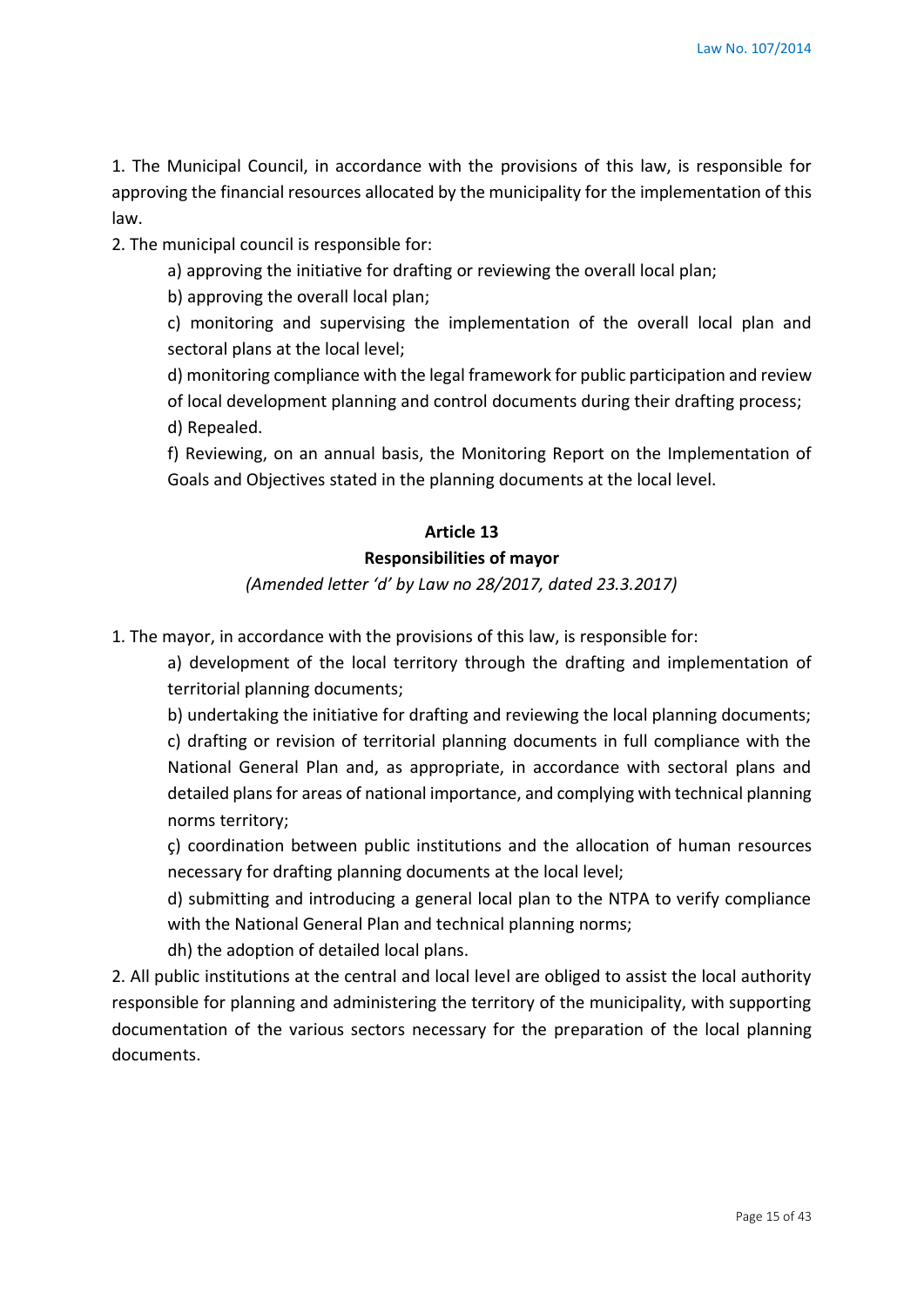1. The Municipal Council, in accordance with the provisions of this law, is responsible for approving the financial resources allocated by the municipality for the implementation of this law.

2. The municipal council is responsible for:

a) approving the initiative for drafting or reviewing the overall local plan;

b) approving the overall local plan;

c) monitoring and supervising the implementation of the overall local plan and sectoral plans at the local level;

d) monitoring compliance with the legal framework for public participation and review of local development planning and control documents during their drafting process;

d) Repealed.

f) Reviewing, on an annual basis, the Monitoring Report on the Implementation of Goals and Objectives stated in the planning documents at the local level.

### Article 13

### Responsibilities of mayor

*(Amended letter 'd' by Law no 28/2017, dated 23.3.2017)*

1. The mayor, in accordance with the provisions of this law, is responsible for:

a) development of the local territory through the drafting and implementation of territorial planning documents;

b) undertaking the initiative for drafting and reviewing the local planning documents;

c) drafting or revision of territorial planning documents in full compliance with the National General Plan and, as appropriate, in accordance with sectoral plans and detailed plans for areas of national importance, and complying with technical planning norms territory;

ç) coordination between public institutions and the allocation of human resources necessary for drafting planning documents at the local level;

d) submitting and introducing a general local plan to the NTPA to verify compliance with the National General Plan and technical planning norms;

dh) the adoption of detailed local plans.

2. All public institutions at the central and local level are obliged to assist the local authority responsible for planning and administering the territory of the municipality, with supporting documentation of the various sectors necessary for the preparation of the local planning documents.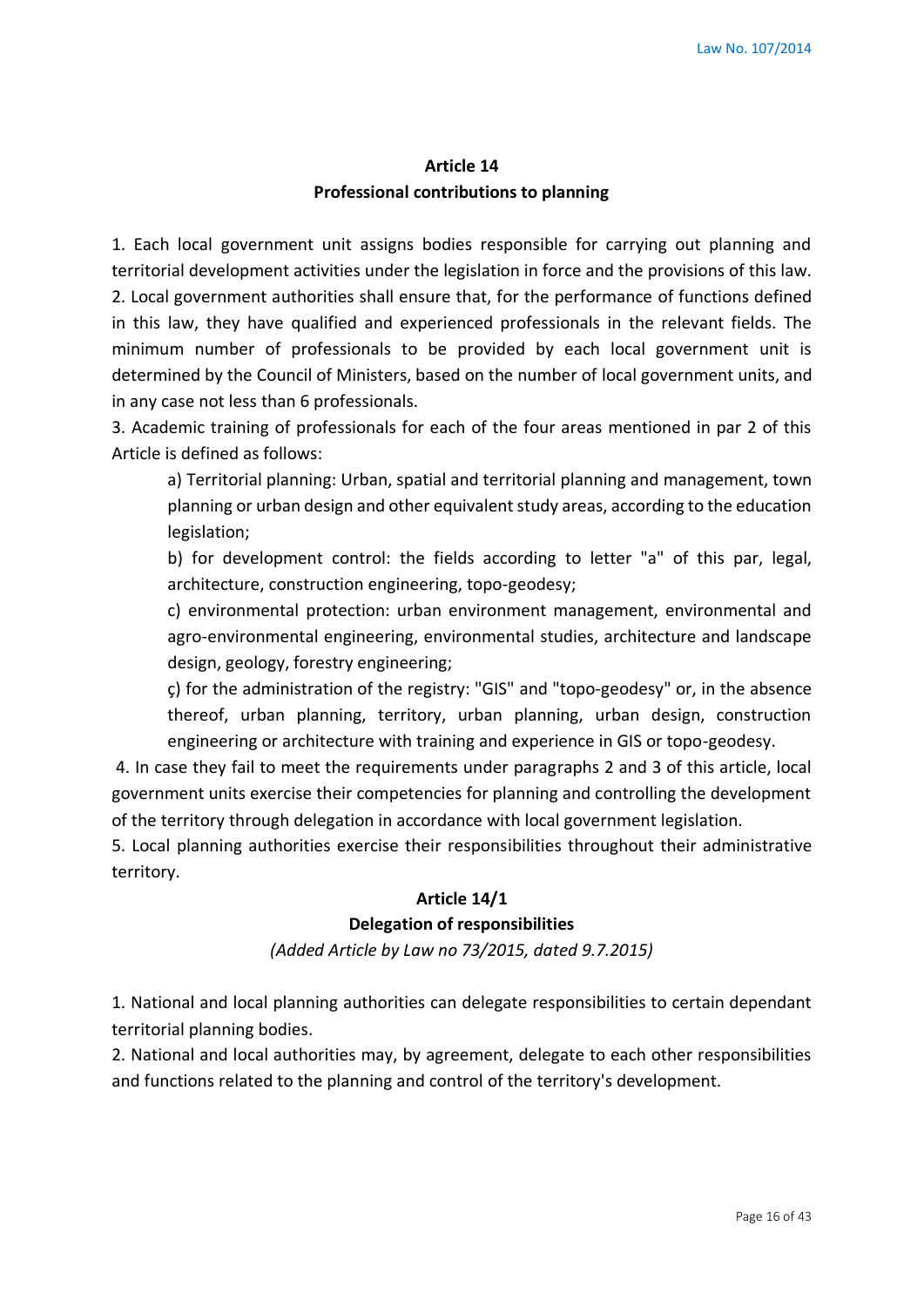### Article 14
### Professional contributions to planning

1. Each local government unit assigns bodies responsible for carrying out planning and territorial development activities under the legislation in force and the provisions of this law.
2. Local government authorities shall ensure that, for the performance of functions defined in this law, they have qualified and experienced professionals in the relevant fields. The minimum number of professionals to be provided by each local government unit is determined by the Council of Ministers, based on the number of local government units, and in any case not less than 6 professionals.
3. Academic training of professionals for each of the four areas mentioned in par 2 of this Article is defined as follows:

   a) Territorial planning: Urban, spatial and territorial planning and management, town planning or urban design and other equivalent study areas, according to the education legislation;

   b) for development control: the fields according to letter "a" of this par, legal, architecture, construction engineering, topo-geodesy;

   c) environmental protection: urban environment management, environmental and agro-environmental engineering, environmental studies, architecture and landscape design, geology, forestry engineering;

   ç) for the administration of the registry: "GIS" and "topo-geodesy" or, in the absence thereof, urban planning, territory, urban planning, urban design, construction engineering or architecture with training and experience in GIS or topo-geodesy.

4. In case they fail to meet the requirements under paragraphs 2 and 3 of this article, local government units exercise their competencies for planning and controlling the development of the territory through delegation in accordance with local government legislation.
5. Local planning authorities exercise their responsibilities throughout their administrative territory.

### Article 14/1
### Delegation of responsibilities

*(Added Article by Law no 73/2015, dated 9.7.2015)*

1. National and local planning authorities can delegate responsibilities to certain dependant territorial planning bodies.
2. National and local authorities may, by agreement, delegate to each other responsibilities and functions related to the planning and control of the territory's development.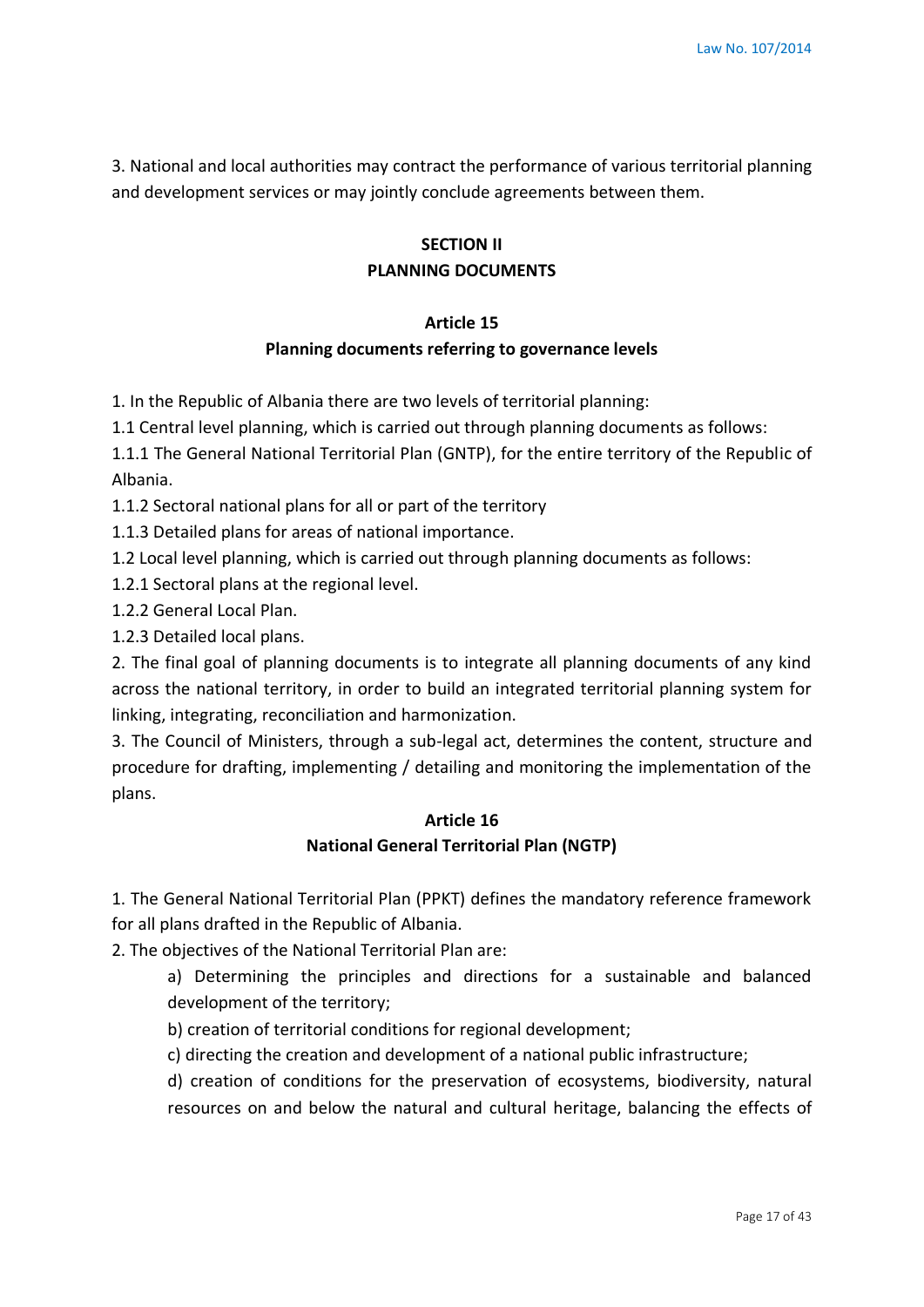3. National and local authorities may contract the performance of various territorial planning and development services or may jointly conclude agreements between them.

## SECTION II
## PLANNING DOCUMENTS

### Article 15
### Planning documents referring to governance levels

1. In the Republic of Albania there are two levels of territorial planning:

1.1 Central level planning, which is carried out through planning documents as follows:

1.1.1 The General National Territorial Plan (GNTP), for the entire territory of the Republic of Albania.

1.1.2 Sectoral national plans for all or part of the territory

1.1.3 Detailed plans for areas of national importance.

1.2 Local level planning, which is carried out through planning documents as follows:

1.2.1 Sectoral plans at the regional level.

1.2.2 General Local Plan.

1.2.3 Detailed local plans.

2. The final goal of planning documents is to integrate all planning documents of any kind across the national territory, in order to build an integrated territorial planning system for linking, integrating, reconciliation and harmonization.

3. The Council of Ministers, through a sub-legal act, determines the content, structure and procedure for drafting, implementing / detailing and monitoring the implementation of the plans.

### Article 16
### National General Territorial Plan (NGTP)

1. The General National Territorial Plan (PPKT) defines the mandatory reference framework for all plans drafted in the Republic of Albania.

2. The objectives of the National Territorial Plan are:

a) Determining the principles and directions for a sustainable and balanced development of the territory;

b) creation of territorial conditions for regional development;

c) directing the creation and development of a national public infrastructure;

d) creation of conditions for the preservation of ecosystems, biodiversity, natural resources on and below the natural and cultural heritage, balancing the effects of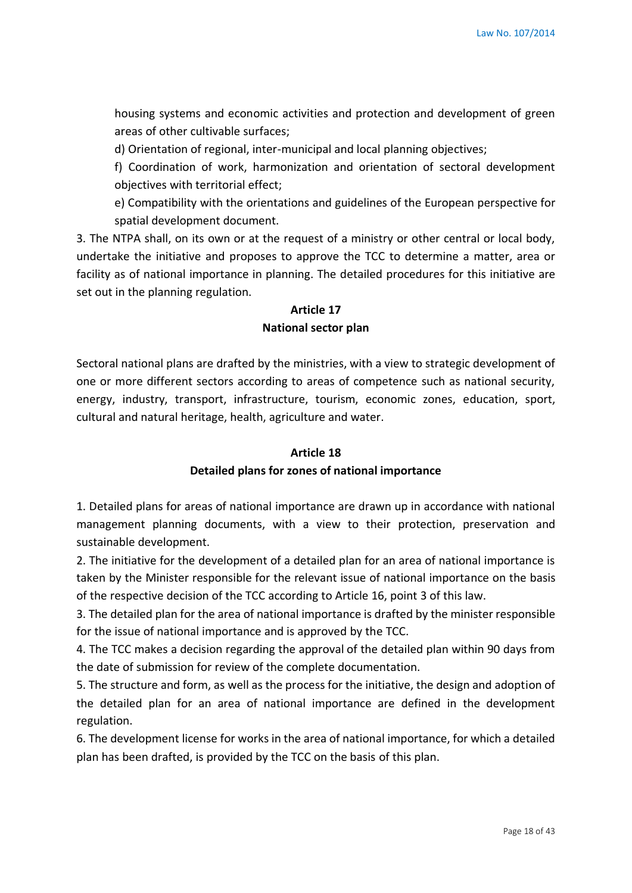housing systems and economic activities and protection and development of green areas of other cultivable surfaces;

d) Orientation of regional, inter-municipal and local planning objectives;

f) Coordination of work, harmonization and orientation of sectoral development objectives with territorial effect;

e) Compatibility with the orientations and guidelines of the European perspective for spatial development document.

3. The NTPA shall, on its own or at the request of a ministry or other central or local body, undertake the initiative and proposes to approve the TCC to determine a matter, area or facility as of national importance in planning. The detailed procedures for this initiative are set out in the planning regulation.

### Article 17
### National sector plan

Sectoral national plans are drafted by the ministries, with a view to strategic development of one or more different sectors according to areas of competence such as national security, energy, industry, transport, infrastructure, tourism, economic zones, education, sport, cultural and natural heritage, health, agriculture and water.

### Article 18
### Detailed plans for zones of national importance

1. Detailed plans for areas of national importance are drawn up in accordance with national management planning documents, with a view to their protection, preservation and sustainable development.
2. The initiative for the development of a detailed plan for an area of national importance is taken by the Minister responsible for the relevant issue of national importance on the basis of the respective decision of the TCC according to Article 16, point 3 of this law.
3. The detailed plan for the area of national importance is drafted by the minister responsible for the issue of national importance and is approved by the TCC.
4. The TCC makes a decision regarding the approval of the detailed plan within 90 days from the date of submission for review of the complete documentation.
5. The structure and form, as well as the process for the initiative, the design and adoption of the detailed plan for an area of national importance are defined in the development regulation.
6. The development license for works in the area of national importance, for which a detailed plan has been drafted, is provided by the TCC on the basis of this plan.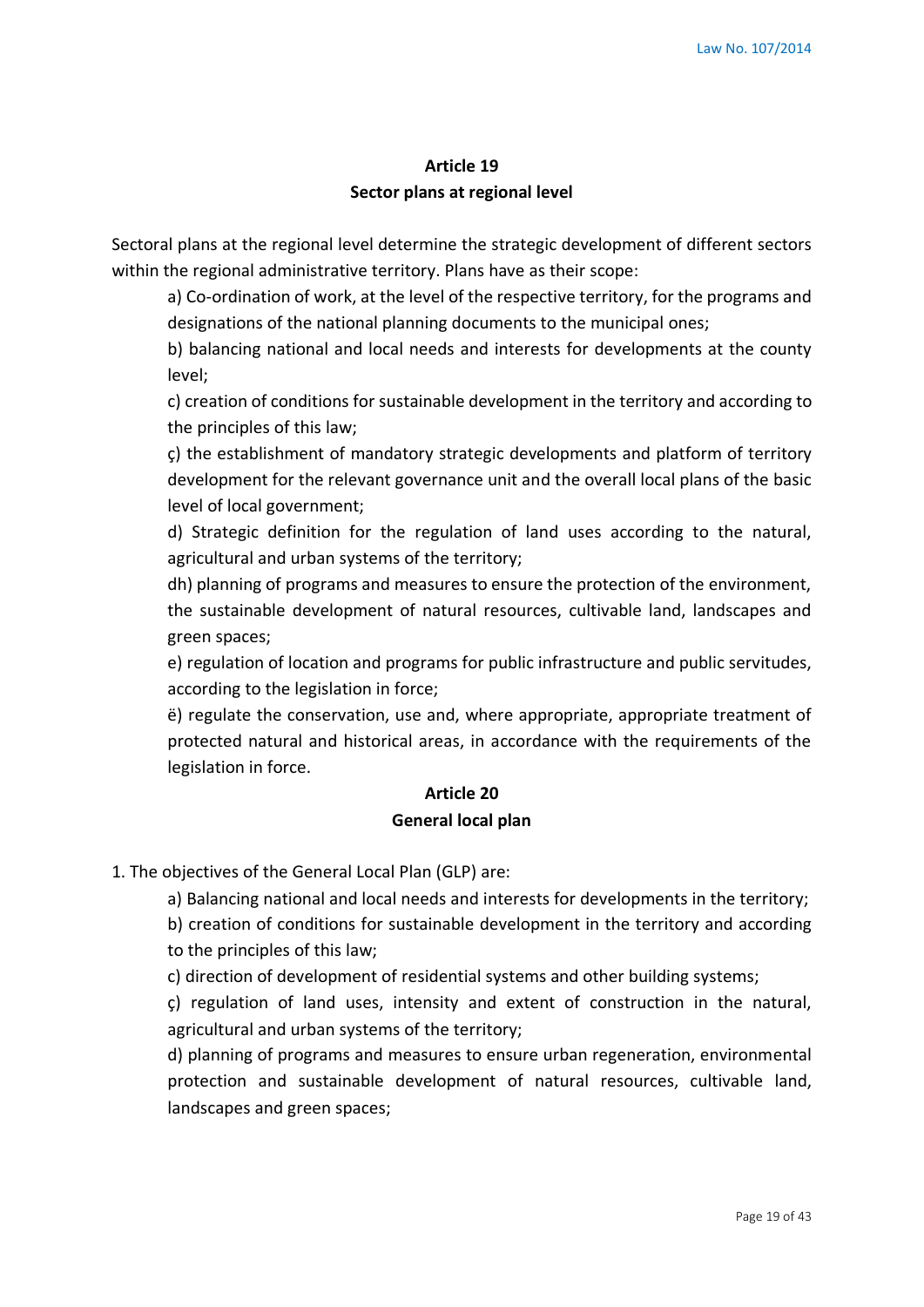## Article 19
## Sector plans at regional level

Sectoral plans at the regional level determine the strategic development of different sectors within the regional administrative territory. Plans have as their scope:

a) Co-ordination of work, at the level of the respective territory, for the programs and designations of the national planning documents to the municipal ones;

b) balancing national and local needs and interests for developments at the county level;

c) creation of conditions for sustainable development in the territory and according to the principles of this law;

ç) the establishment of mandatory strategic developments and platform of territory development for the relevant governance unit and the overall local plans of the basic level of local government;

d) Strategic definition for the regulation of land uses according to the natural, agricultural and urban systems of the territory;

dh) planning of programs and measures to ensure the protection of the environment, the sustainable development of natural resources, cultivable land, landscapes and green spaces;

e) regulation of location and programs for public infrastructure and public servitudes, according to the legislation in force;

ë) regulate the conservation, use and, where appropriate, appropriate treatment of protected natural and historical areas, in accordance with the requirements of the legislation in force.

## Article 20
## General local plan

1. The objectives of the General Local Plan (GLP) are:

a) Balancing national and local needs and interests for developments in the territory;

b) creation of conditions for sustainable development in the territory and according to the principles of this law;

c) direction of development of residential systems and other building systems;

ç) regulation of land uses, intensity and extent of construction in the natural, agricultural and urban systems of the territory;

d) planning of programs and measures to ensure urban regeneration, environmental protection and sustainable development of natural resources, cultivable land, landscapes and green spaces;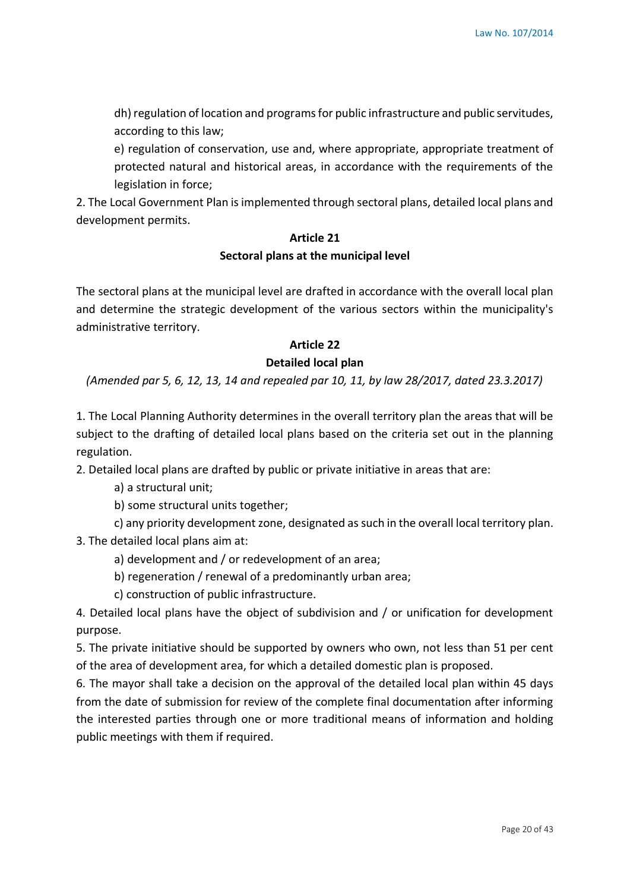dh) regulation of location and programs for public infrastructure and public servitudes, according to this law;

e) regulation of conservation, use and, where appropriate, appropriate treatment of protected natural and historical areas, in accordance with the requirements of the legislation in force;

2. The Local Government Plan is implemented through sectoral plans, detailed local plans and development permits.

## Article 21
## Sectoral plans at the municipal level

The sectoral plans at the municipal level are drafted in accordance with the overall local plan and determine the strategic development of the various sectors within the municipality's administrative territory.

## Article 22
## Detailed local plan

*(Amended par 5, 6, 12, 13, 14 and repealed par 10, 11, by law 28/2017, dated 23.3.2017)*

1. The Local Planning Authority determines in the overall territory plan the areas that will be subject to the drafting of detailed local plans based on the criteria set out in the planning regulation.

2. Detailed local plans are drafted by public or private initiative in areas that are:

   a) a structural unit;

   b) some structural units together;

   c) any priority development zone, designated as such in the overall local territory plan.

3. The detailed local plans aim at:

   a) development and / or redevelopment of an area;

   b) regeneration / renewal of a predominantly urban area;

   c) construction of public infrastructure.

4. Detailed local plans have the object of subdivision and / or unification for development purpose.

5. The private initiative should be supported by owners who own, not less than 51 per cent of the area of development area, for which a detailed domestic plan is proposed.

6. The mayor shall take a decision on the approval of the detailed local plan within 45 days from the date of submission for review of the complete final documentation after informing the interested parties through one or more traditional means of information and holding public meetings with them if required.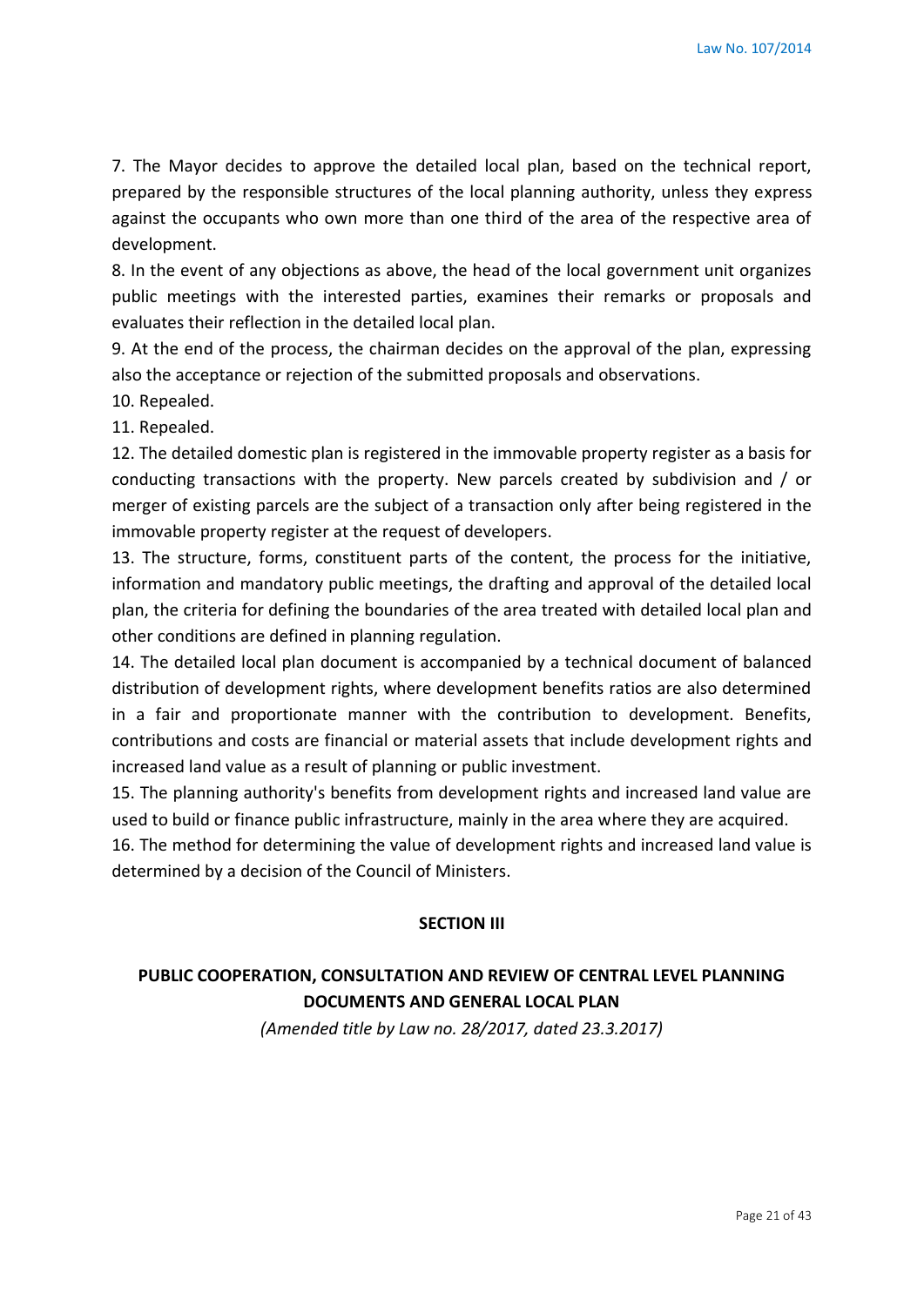7. The Mayor decides to approve the detailed local plan, based on the technical report, prepared by the responsible structures of the local planning authority, unless they express against the occupants who own more than one third of the area of the respective area of development.

8. In the event of any objections as above, the head of the local government unit organizes public meetings with the interested parties, examines their remarks or proposals and evaluates their reflection in the detailed local plan.

9. At the end of the process, the chairman decides on the approval of the plan, expressing also the acceptance or rejection of the submitted proposals and observations.

10. Repealed.

11. Repealed.

12. The detailed domestic plan is registered in the immovable property register as a basis for conducting transactions with the property. New parcels created by subdivision and / or merger of existing parcels are the subject of a transaction only after being registered in the immovable property register at the request of developers.

13. The structure, forms, constituent parts of the content, the process for the initiative, information and mandatory public meetings, the drafting and approval of the detailed local plan, the criteria for defining the boundaries of the area treated with detailed local plan and other conditions are defined in planning regulation.

14. The detailed local plan document is accompanied by a technical document of balanced distribution of development rights, where development benefits ratios are also determined in a fair and proportionate manner with the contribution to development. Benefits, contributions and costs are financial or material assets that include development rights and increased land value as a result of planning or public investment.

15. The planning authority's benefits from development rights and increased land value are used to build or finance public infrastructure, mainly in the area where they are acquired.

16. The method for determining the value of development rights and increased land value is determined by a decision of the Council of Ministers.

## SECTION III

## PUBLIC COOPERATION, CONSULTATION AND REVIEW OF CENTRAL LEVEL PLANNING DOCUMENTS AND GENERAL LOCAL PLAN

*(Amended title by Law no. 28/2017, dated 23.3.2017)*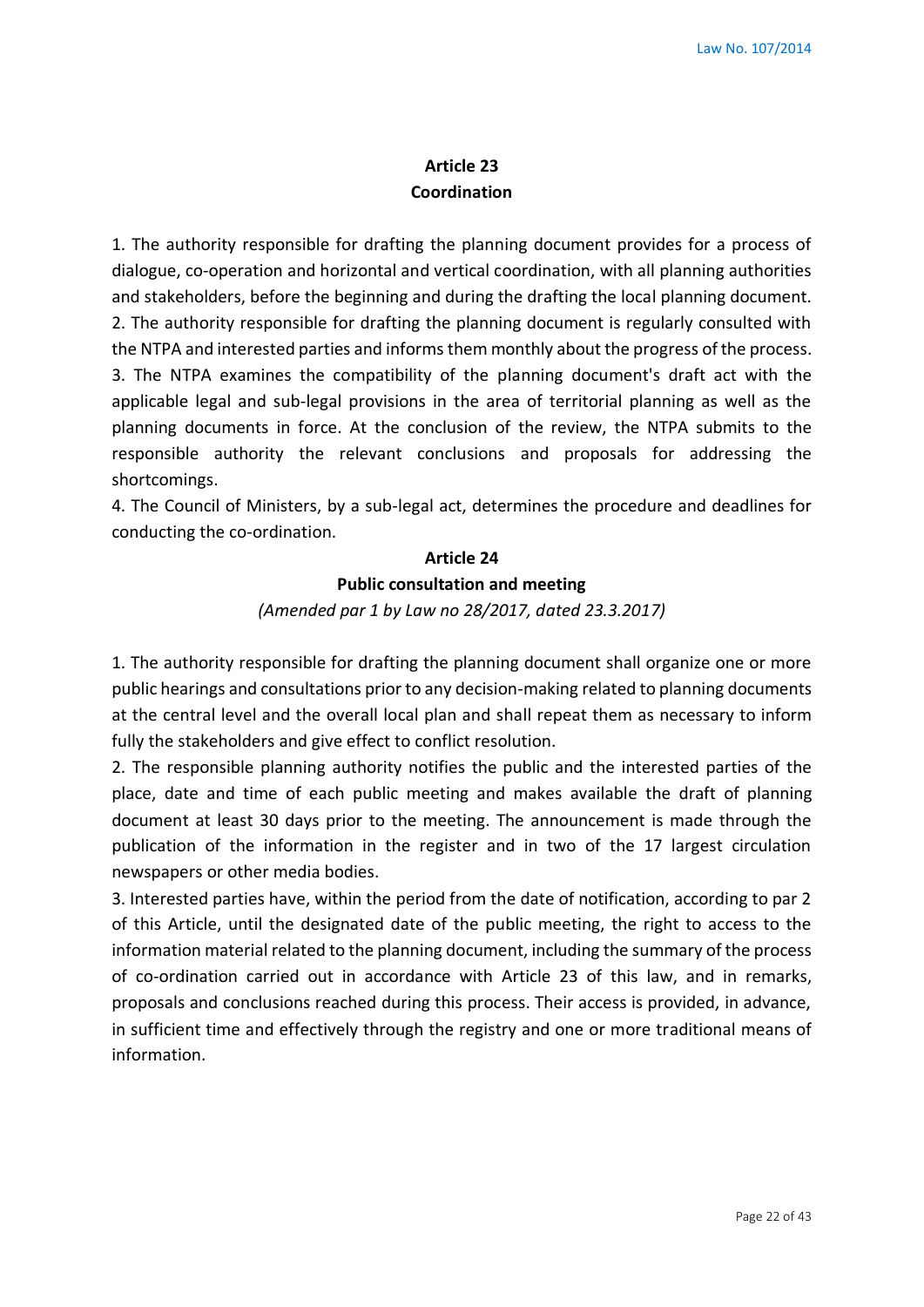## Article 23
## Coordination

1. The authority responsible for drafting the planning document provides for a process of dialogue, co-operation and horizontal and vertical coordination, with all planning authorities and stakeholders, before the beginning and during the drafting the local planning document.
2. The authority responsible for drafting the planning document is regularly consulted with the NTPA and interested parties and informs them monthly about the progress of the process.
3. The NTPA examines the compatibility of the planning document's draft act with the applicable legal and sub-legal provisions in the area of territorial planning as well as the planning documents in force. At the conclusion of the review, the NTPA submits to the responsible authority the relevant conclusions and proposals for addressing the shortcomings.
4. The Council of Ministers, by a sub-legal act, determines the procedure and deadlines for conducting the co-ordination.

## Article 24
## Public consultation and meeting

*(Amended par 1 by Law no 28/2017, dated 23.3.2017)*

1. The authority responsible for drafting the planning document shall organize one or more public hearings and consultations prior to any decision-making related to planning documents at the central level and the overall local plan and shall repeat them as necessary to inform fully the stakeholders and give effect to conflict resolution.
2. The responsible planning authority notifies the public and the interested parties of the place, date and time of each public meeting and makes available the draft of planning document at least 30 days prior to the meeting. The announcement is made through the publication of the information in the register and in two of the 17 largest circulation newspapers or other media bodies.
3. Interested parties have, within the period from the date of notification, according to par 2 of this Article, until the designated date of the public meeting, the right to access to the information material related to the planning document, including the summary of the process of co-ordination carried out in accordance with Article 23 of this law, and in remarks, proposals and conclusions reached during this process. Their access is provided, in advance, in sufficient time and effectively through the registry and one or more traditional means of information.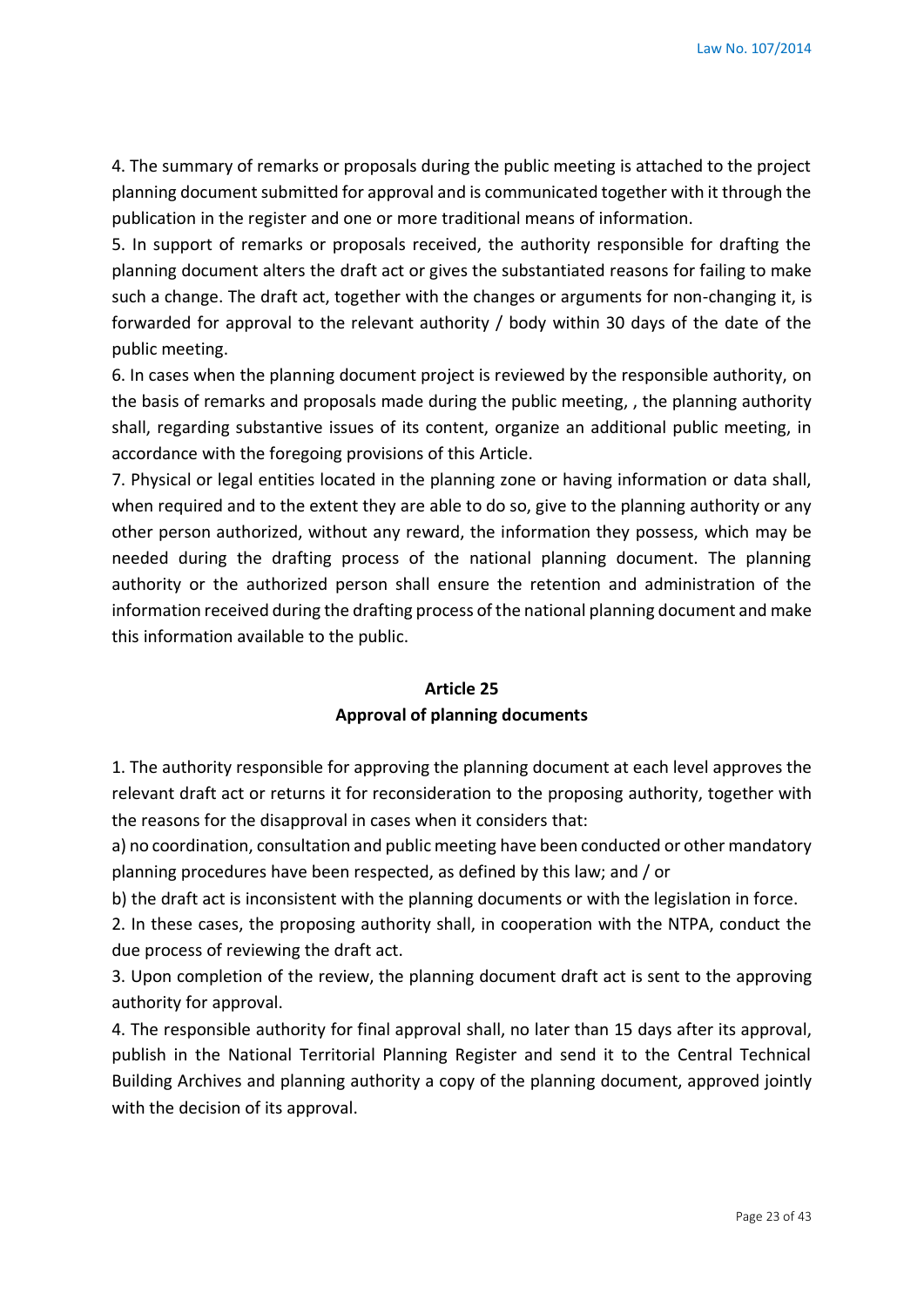4. The summary of remarks or proposals during the public meeting is attached to the project planning document submitted for approval and is communicated together with it through the publication in the register and one or more traditional means of information.

5. In support of remarks or proposals received, the authority responsible for drafting the planning document alters the draft act or gives the substantiated reasons for failing to make such a change. The draft act, together with the changes or arguments for non-changing it, is forwarded for approval to the relevant authority / body within 30 days of the date of the public meeting.

6. In cases when the planning document project is reviewed by the responsible authority, on the basis of remarks and proposals made during the public meeting, , the planning authority shall, regarding substantive issues of its content, organize an additional public meeting, in accordance with the foregoing provisions of this Article.

7. Physical or legal entities located in the planning zone or having information or data shall, when required and to the extent they are able to do so, give to the planning authority or any other person authorized, without any reward, the information they possess, which may be needed during the drafting process of the national planning document. The planning authority or the authorized person shall ensure the retention and administration of the information received during the drafting process of the national planning document and make this information available to the public.

## Article 25
## Approval of planning documents

1. The authority responsible for approving the planning document at each level approves the relevant draft act or returns it for reconsideration to the proposing authority, together with the reasons for the disapproval in cases when it considers that:

a) no coordination, consultation and public meeting have been conducted or other mandatory planning procedures have been respected, as defined by this law; and / or

b) the draft act is inconsistent with the planning documents or with the legislation in force.

2. In these cases, the proposing authority shall, in cooperation with the NTPA, conduct the due process of reviewing the draft act.

3. Upon completion of the review, the planning document draft act is sent to the approving authority for approval.

4. The responsible authority for final approval shall, no later than 15 days after its approval, publish in the National Territorial Planning Register and send it to the Central Technical Building Archives and planning authority a copy of the planning document, approved jointly with the decision of its approval.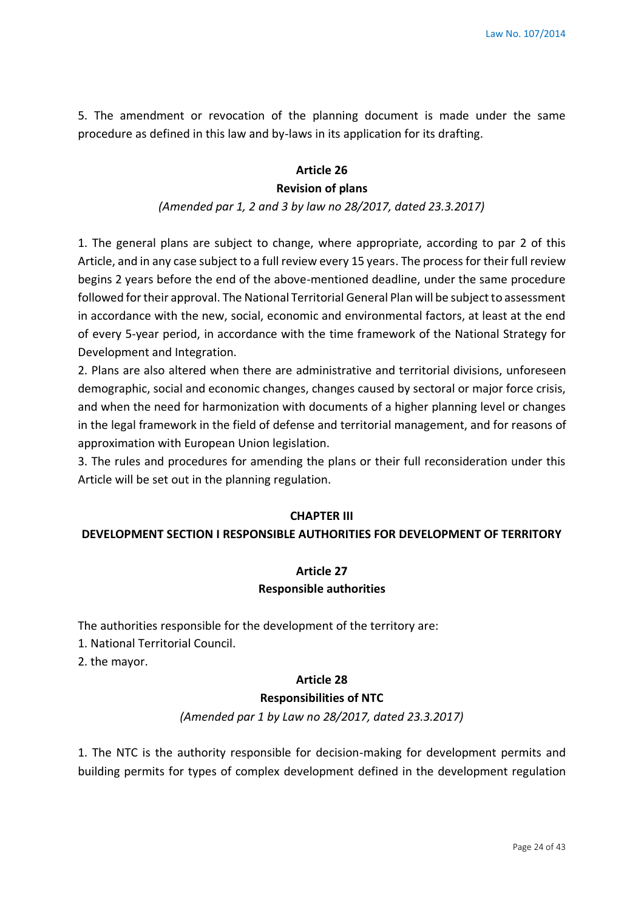5. The amendment or revocation of the planning document is made under the same procedure as defined in this law and by-laws in its application for its drafting.

### Article 26
### Revision of plans

*(Amended par 1, 2 and 3 by law no 28/2017, dated 23.3.2017)*

1. The general plans are subject to change, where appropriate, according to par 2 of this Article, and in any case subject to a full review every 15 years. The process for their full review begins 2 years before the end of the above-mentioned deadline, under the same procedure followed for their approval. The National Territorial General Plan will be subject to assessment in accordance with the new, social, economic and environmental factors, at least at the end of every 5-year period, in accordance with the time framework of the National Strategy for Development and Integration.
2. Plans are also altered when there are administrative and territorial divisions, unforeseen demographic, social and economic changes, changes caused by sectoral or major force crisis, and when the need for harmonization with documents of a higher planning level or changes in the legal framework in the field of defense and territorial management, and for reasons of approximation with European Union legislation.
3. The rules and procedures for amending the plans or their full reconsideration under this Article will be set out in the planning regulation.

## CHAPTER III
## DEVELOPMENT SECTION I RESPONSIBLE AUTHORITIES FOR DEVELOPMENT OF TERRITORY

### Article 27
### Responsible authorities

The authorities responsible for the development of the territory are:
1. National Territorial Council.
2. the mayor.

### Article 28
### Responsibilities of NTC

*(Amended par 1 by Law no 28/2017, dated 23.3.2017)*

1. The NTC is the authority responsible for decision-making for development permits and building permits for types of complex development defined in the development regulation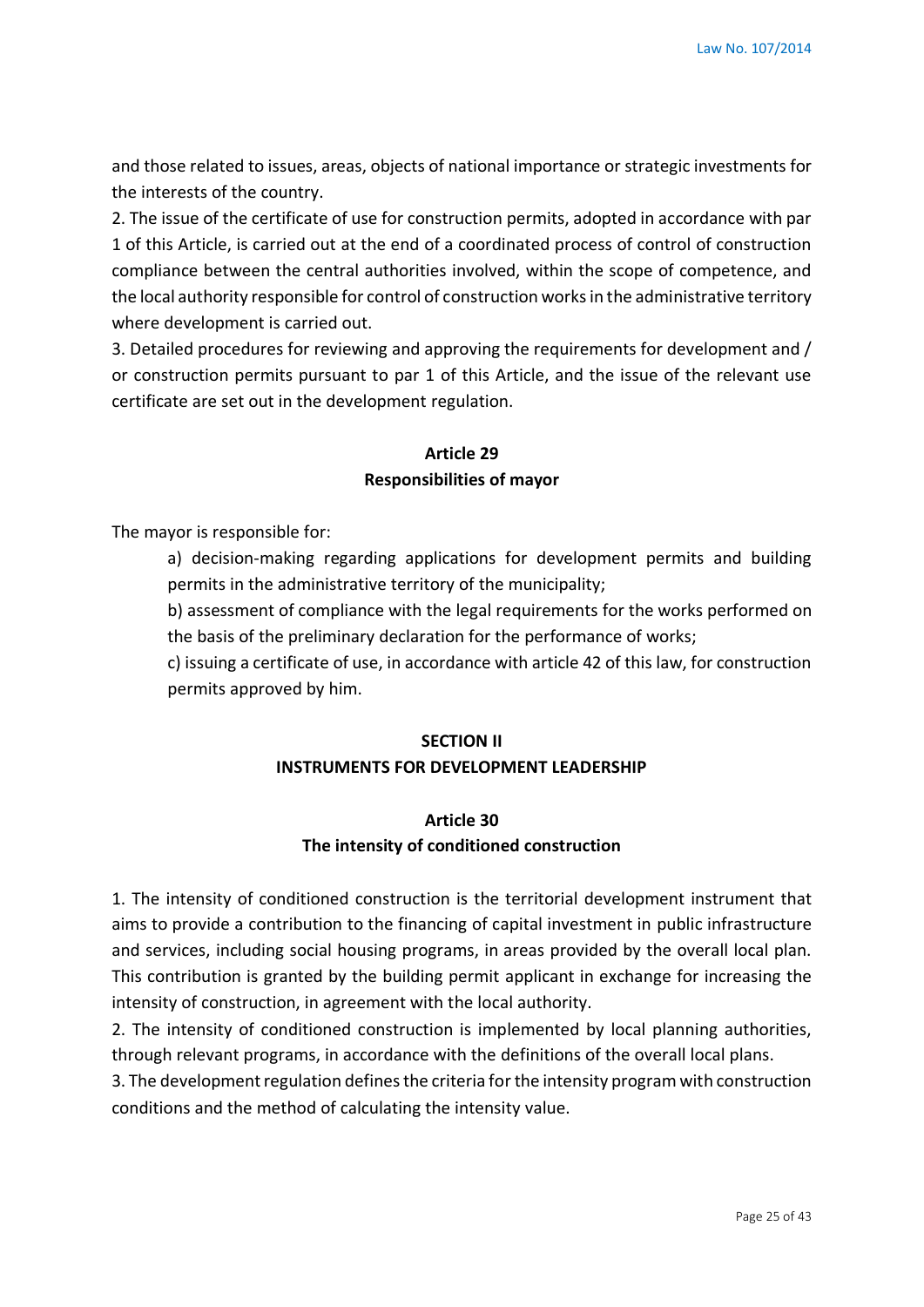and those related to issues, areas, objects of national importance or strategic investments for the interests of the country.

2. The issue of the certificate of use for construction permits, adopted in accordance with par 1 of this Article, is carried out at the end of a coordinated process of control of construction compliance between the central authorities involved, within the scope of competence, and the local authority responsible for control of construction works in the administrative territory where development is carried out.

3. Detailed procedures for reviewing and approving the requirements for development and / or construction permits pursuant to par 1 of this Article, and the issue of the relevant use certificate are set out in the development regulation.

### Article 29
### Responsibilities of mayor

The mayor is responsible for:

a) decision-making regarding applications for development permits and building permits in the administrative territory of the municipality;

b) assessment of compliance with the legal requirements for the works performed on the basis of the preliminary declaration for the performance of works;

c) issuing a certificate of use, in accordance with article 42 of this law, for construction permits approved by him.

## SECTION II
## INSTRUMENTS FOR DEVELOPMENT LEADERSHIP

### Article 30
### The intensity of conditioned construction

1. The intensity of conditioned construction is the territorial development instrument that aims to provide a contribution to the financing of capital investment in public infrastructure and services, including social housing programs, in areas provided by the overall local plan. This contribution is granted by the building permit applicant in exchange for increasing the intensity of construction, in agreement with the local authority.

2. The intensity of conditioned construction is implemented by local planning authorities, through relevant programs, in accordance with the definitions of the overall local plans.

3. The development regulation defines the criteria for the intensity program with construction conditions and the method of calculating the intensity value.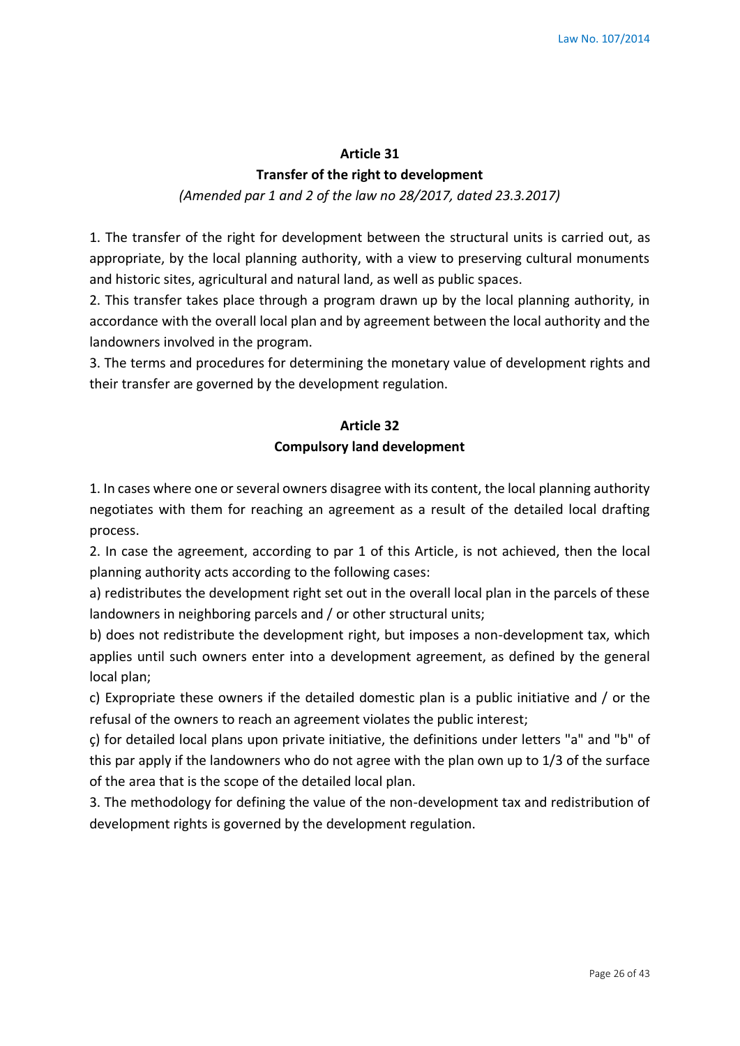## Article 31
## Transfer of the right to development

*(Amended par 1 and 2 of the law no 28/2017, dated 23.3.2017)*

1. The transfer of the right for development between the structural units is carried out, as appropriate, by the local planning authority, with a view to preserving cultural monuments and historic sites, agricultural and natural land, as well as public spaces.
2. This transfer takes place through a program drawn up by the local planning authority, in accordance with the overall local plan and by agreement between the local authority and the landowners involved in the program.
3. The terms and procedures for determining the monetary value of development rights and their transfer are governed by the development regulation.

## Article 32
## Compulsory land development

1. In cases where one or several owners disagree with its content, the local planning authority negotiates with them for reaching an agreement as a result of the detailed local drafting process.
2. In case the agreement, according to par 1 of this Article, is not achieved, then the local planning authority acts according to the following cases:

a) redistributes the development right set out in the overall local plan in the parcels of these landowners in neighboring parcels and / or other structural units;

b) does not redistribute the development right, but imposes a non-development tax, which applies until such owners enter into a development agreement, as defined by the general local plan;

c) Expropriate these owners if the detailed domestic plan is a public initiative and / or the refusal of the owners to reach an agreement violates the public interest;

ç) for detailed local plans upon private initiative, the definitions under letters "a" and "b" of this par apply if the landowners who do not agree with the plan own up to 1/3 of the surface of the area that is the scope of the detailed local plan.

3. The methodology for defining the value of the non-development tax and redistribution of development rights is governed by the development regulation.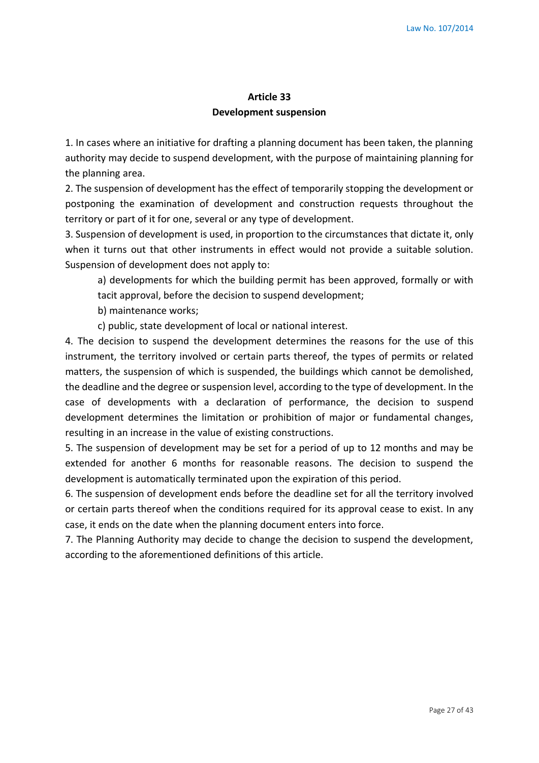## Article 33
## Development suspension

1. In cases where an initiative for drafting a planning document has been taken, the planning authority may decide to suspend development, with the purpose of maintaining planning for the planning area.

2. The suspension of development has the effect of temporarily stopping the development or postponing the examination of development and construction requests throughout the territory or part of it for one, several or any type of development.

3. Suspension of development is used, in proportion to the circumstances that dictate it, only when it turns out that other instruments in effect would not provide a suitable solution. Suspension of development does not apply to:

   a) developments for which the building permit has been approved, formally or with tacit approval, before the decision to suspend development;

   b) maintenance works;

   c) public, state development of local or national interest.

4. The decision to suspend the development determines the reasons for the use of this instrument, the territory involved or certain parts thereof, the types of permits or related matters, the suspension of which is suspended, the buildings which cannot be demolished, the deadline and the degree or suspension level, according to the type of development. In the case of developments with a declaration of performance, the decision to suspend development determines the limitation or prohibition of major or fundamental changes, resulting in an increase in the value of existing constructions.

5. The suspension of development may be set for a period of up to 12 months and may be extended for another 6 months for reasonable reasons. The decision to suspend the development is automatically terminated upon the expiration of this period.

6. The suspension of development ends before the deadline set for all the territory involved or certain parts thereof when the conditions required for its approval cease to exist. In any case, it ends on the date when the planning document enters into force.

7. The Planning Authority may decide to change the decision to suspend the development, according to the aforementioned definitions of this article.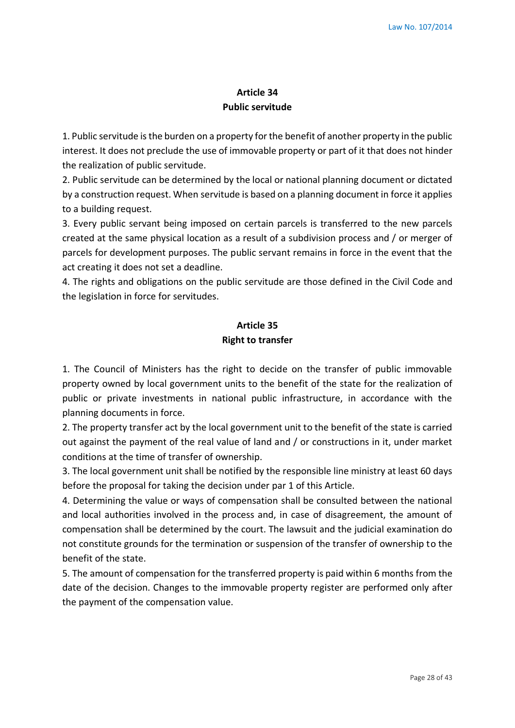## Article 34
## Public servitude

1. Public servitude is the burden on a property for the benefit of another property in the public interest. It does not preclude the use of immovable property or part of it that does not hinder the realization of public servitude.
2. Public servitude can be determined by the local or national planning document or dictated by a construction request. When servitude is based on a planning document in force it applies to a building request.
3. Every public servant being imposed on certain parcels is transferred to the new parcels created at the same physical location as a result of a subdivision process and / or merger of parcels for development purposes. The public servant remains in force in the event that the act creating it does not set a deadline.
4. The rights and obligations on the public servitude are those defined in the Civil Code and the legislation in force for servitudes.

## Article 35
## Right to transfer

1. The Council of Ministers has the right to decide on the transfer of public immovable property owned by local government units to the benefit of the state for the realization of public or private investments in national public infrastructure, in accordance with the planning documents in force.
2. The property transfer act by the local government unit to the benefit of the state is carried out against the payment of the real value of land and / or constructions in it, under market conditions at the time of transfer of ownership.
3. The local government unit shall be notified by the responsible line ministry at least 60 days before the proposal for taking the decision under par 1 of this Article.
4. Determining the value or ways of compensation shall be consulted between the national and local authorities involved in the process and, in case of disagreement, the amount of compensation shall be determined by the court. The lawsuit and the judicial examination do not constitute grounds for the termination or suspension of the transfer of ownership to the benefit of the state.
5. The amount of compensation for the transferred property is paid within 6 months from the date of the decision. Changes to the immovable property register are performed only after the payment of the compensation value.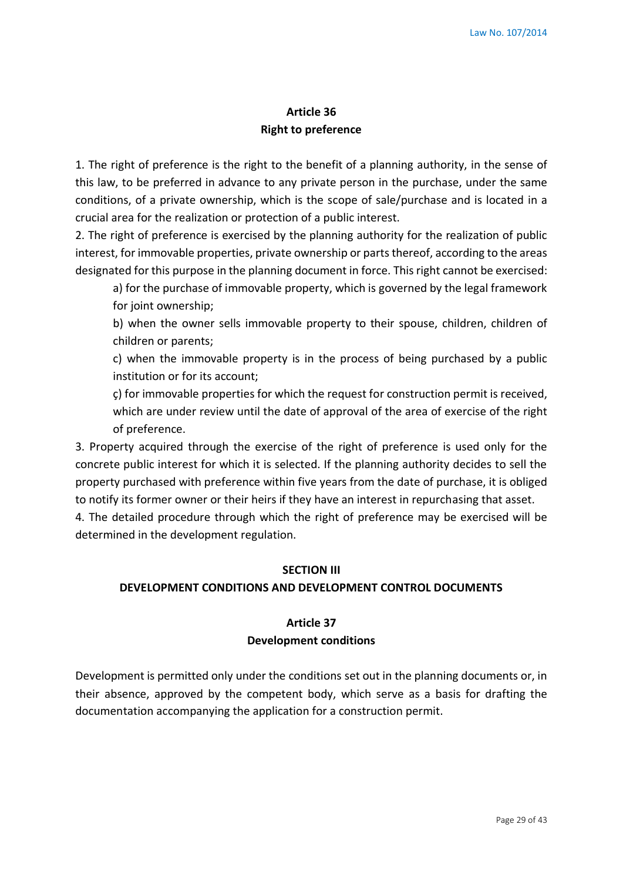### Article 36
### Right to preference

1. The right of preference is the right to the benefit of a planning authority, in the sense of this law, to be preferred in advance to any private person in the purchase, under the same conditions, of a private ownership, which is the scope of sale/purchase and is located in a crucial area for the realization or protection of a public interest.
2. The right of preference is exercised by the planning authority for the realization of public interest, for immovable properties, private ownership or parts thereof, according to the areas designated for this purpose in the planning document in force. This right cannot be exercised:
   a) for the purchase of immovable property, which is governed by the legal framework for joint ownership;
   b) when the owner sells immovable property to their spouse, children, children of children or parents;
   c) when the immovable property is in the process of being purchased by a public institution or for its account;
   ç) for immovable properties for which the request for construction permit is received, which are under review until the date of approval of the area of exercise of the right of preference.
3. Property acquired through the exercise of the right of preference is used only for the concrete public interest for which it is selected. If the planning authority decides to sell the property purchased with preference within five years from the date of purchase, it is obliged to notify its former owner or their heirs if they have an interest in repurchasing that asset.
4. The detailed procedure through which the right of preference may be exercised will be determined in the development regulation.

## SECTION III
## DEVELOPMENT CONDITIONS AND DEVELOPMENT CONTROL DOCUMENTS

### Article 37
### Development conditions

Development is permitted only under the conditions set out in the planning documents or, in their absence, approved by the competent body, which serve as a basis for drafting the documentation accompanying the application for a construction permit.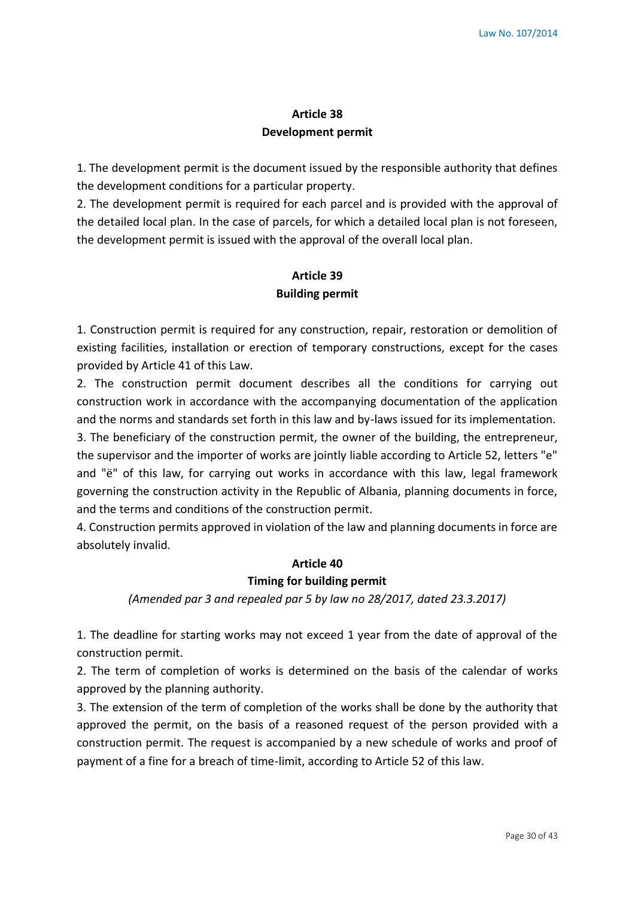## Article 38
## Development permit

1. The development permit is the document issued by the responsible authority that defines the development conditions for a particular property.
2. The development permit is required for each parcel and is provided with the approval of the detailed local plan. In the case of parcels, for which a detailed local plan is not foreseen, the development permit is issued with the approval of the overall local plan.

## Article 39
## Building permit

1. Construction permit is required for any construction, repair, restoration or demolition of existing facilities, installation or erection of temporary constructions, except for the cases provided by Article 41 of this Law.
2. The construction permit document describes all the conditions for carrying out construction work in accordance with the accompanying documentation of the application and the norms and standards set forth in this law and by-laws issued for its implementation.
3. The beneficiary of the construction permit, the owner of the building, the entrepreneur, the supervisor and the importer of works are jointly liable according to Article 52, letters "e" and "ë" of this law, for carrying out works in accordance with this law, legal framework governing the construction activity in the Republic of Albania, planning documents in force, and the terms and conditions of the construction permit.
4. Construction permits approved in violation of the law and planning documents in force are absolutely invalid.

## Article 40
## Timing for building permit

*(Amended par 3 and repealed par 5 by law no 28/2017, dated 23.3.2017)*

1. The deadline for starting works may not exceed 1 year from the date of approval of the construction permit.
2. The term of completion of works is determined on the basis of the calendar of works approved by the planning authority.
3. The extension of the term of completion of the works shall be done by the authority that approved the permit, on the basis of a reasoned request of the person provided with a construction permit. The request is accompanied by a new schedule of works and proof of payment of a fine for a breach of time-limit, according to Article 52 of this law.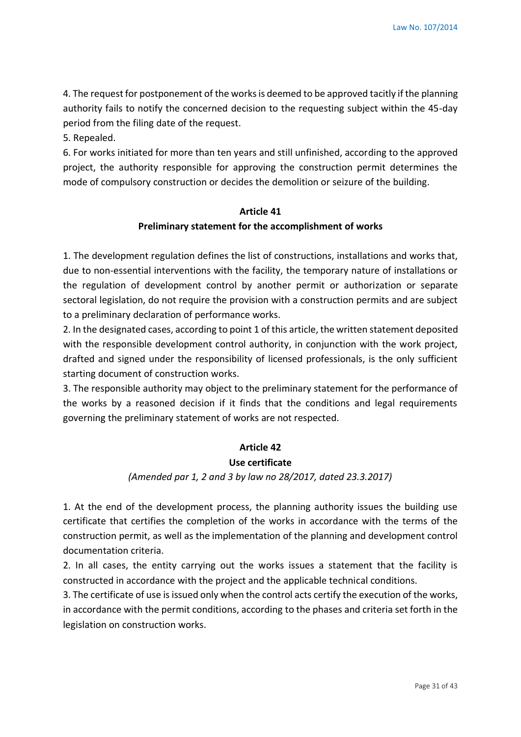4. The request for postponement of the works is deemed to be approved tacitly if the planning authority fails to notify the concerned decision to the requesting subject within the 45-day period from the filing date of the request.

5. Repealed.

6. For works initiated for more than ten years and still unfinished, according to the approved project, the authority responsible for approving the construction permit determines the mode of compulsory construction or decides the demolition or seizure of the building.

## Article 41

### Preliminary statement for the accomplishment of works

1. The development regulation defines the list of constructions, installations and works that, due to non-essential interventions with the facility, the temporary nature of installations or the regulation of development control by another permit or authorization or separate sectoral legislation, do not require the provision with a construction permits and are subject to a preliminary declaration of performance works.

2. In the designated cases, according to point 1 of this article, the written statement deposited with the responsible development control authority, in conjunction with the work project, drafted and signed under the responsibility of licensed professionals, is the only sufficient starting document of construction works.

3. The responsible authority may object to the preliminary statement for the performance of the works by a reasoned decision if it finds that the conditions and legal requirements governing the preliminary statement of works are not respected.

## Article 42

### Use certificate

*(Amended par 1, 2 and 3 by law no 28/2017, dated 23.3.2017)*

1. At the end of the development process, the planning authority issues the building use certificate that certifies the completion of the works in accordance with the terms of the construction permit, as well as the implementation of the planning and development control documentation criteria.

2. In all cases, the entity carrying out the works issues a statement that the facility is constructed in accordance with the project and the applicable technical conditions.

3. The certificate of use is issued only when the control acts certify the execution of the works, in accordance with the permit conditions, according to the phases and criteria set forth in the legislation on construction works.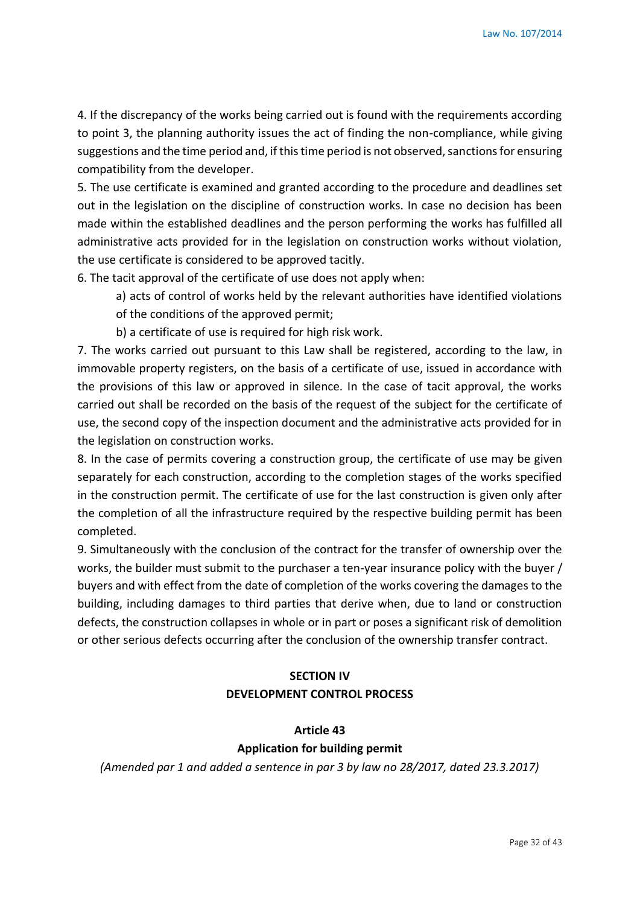4. If the discrepancy of the works being carried out is found with the requirements according to point 3, the planning authority issues the act of finding the non-compliance, while giving suggestions and the time period and, if this time period is not observed, sanctions for ensuring compatibility from the developer.

5. The use certificate is examined and granted according to the procedure and deadlines set out in the legislation on the discipline of construction works. In case no decision has been made within the established deadlines and the person performing the works has fulfilled all administrative acts provided for in the legislation on construction works without violation, the use certificate is considered to be approved tacitly.

6. The tacit approval of the certificate of use does not apply when:

a) acts of control of works held by the relevant authorities have identified violations of the conditions of the approved permit;

b) a certificate of use is required for high risk work.

7. The works carried out pursuant to this Law shall be registered, according to the law, in immovable property registers, on the basis of a certificate of use, issued in accordance with the provisions of this law or approved in silence. In the case of tacit approval, the works carried out shall be recorded on the basis of the request of the subject for the certificate of use, the second copy of the inspection document and the administrative acts provided for in the legislation on construction works.

8. In the case of permits covering a construction group, the certificate of use may be given separately for each construction, according to the completion stages of the works specified in the construction permit. The certificate of use for the last construction is given only after the completion of all the infrastructure required by the respective building permit has been completed.

9. Simultaneously with the conclusion of the contract for the transfer of ownership over the works, the builder must submit to the purchaser a ten-year insurance policy with the buyer / buyers and with effect from the date of completion of the works covering the damages to the building, including damages to third parties that derive when, due to land or construction defects, the construction collapses in whole or in part or poses a significant risk of demolition or other serious defects occurring after the conclusion of the ownership transfer contract.

## SECTION IV
## DEVELOPMENT CONTROL PROCESS

### Article 43
### Application for building permit

*(Amended par 1 and added a sentence in par 3 by law no 28/2017, dated 23.3.2017)*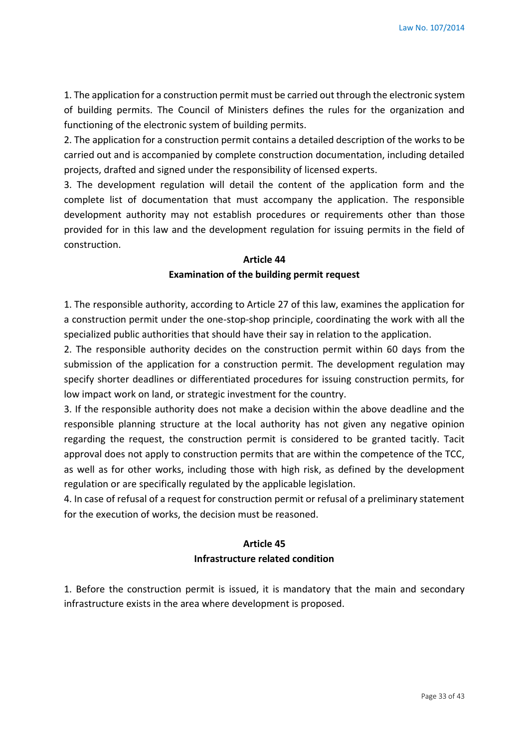1. The application for a construction permit must be carried out through the electronic system of building permits. The Council of Ministers defines the rules for the organization and functioning of the electronic system of building permits.

2. The application for a construction permit contains a detailed description of the works to be carried out and is accompanied by complete construction documentation, including detailed projects, drafted and signed under the responsibility of licensed experts.

3. The development regulation will detail the content of the application form and the complete list of documentation that must accompany the application. The responsible development authority may not establish procedures or requirements other than those provided for in this law and the development regulation for issuing permits in the field of construction.

## Article 44
## Examination of the building permit request

1. The responsible authority, according to Article 27 of this law, examines the application for a construction permit under the one-stop-shop principle, coordinating the work with all the specialized public authorities that should have their say in relation to the application.

2. The responsible authority decides on the construction permit within 60 days from the submission of the application for a construction permit. The development regulation may specify shorter deadlines or differentiated procedures for issuing construction permits, for low impact work on land, or strategic investment for the country.

3. If the responsible authority does not make a decision within the above deadline and the responsible planning structure at the local authority has not given any negative opinion regarding the request, the construction permit is considered to be granted tacitly. Tacit approval does not apply to construction permits that are within the competence of the TCC, as well as for other works, including those with high risk, as defined by the development regulation or are specifically regulated by the applicable legislation.

4. In case of refusal of a request for construction permit or refusal of a preliminary statement for the execution of works, the decision must be reasoned.

## Article 45
## Infrastructure related condition

1. Before the construction permit is issued, it is mandatory that the main and secondary infrastructure exists in the area where development is proposed.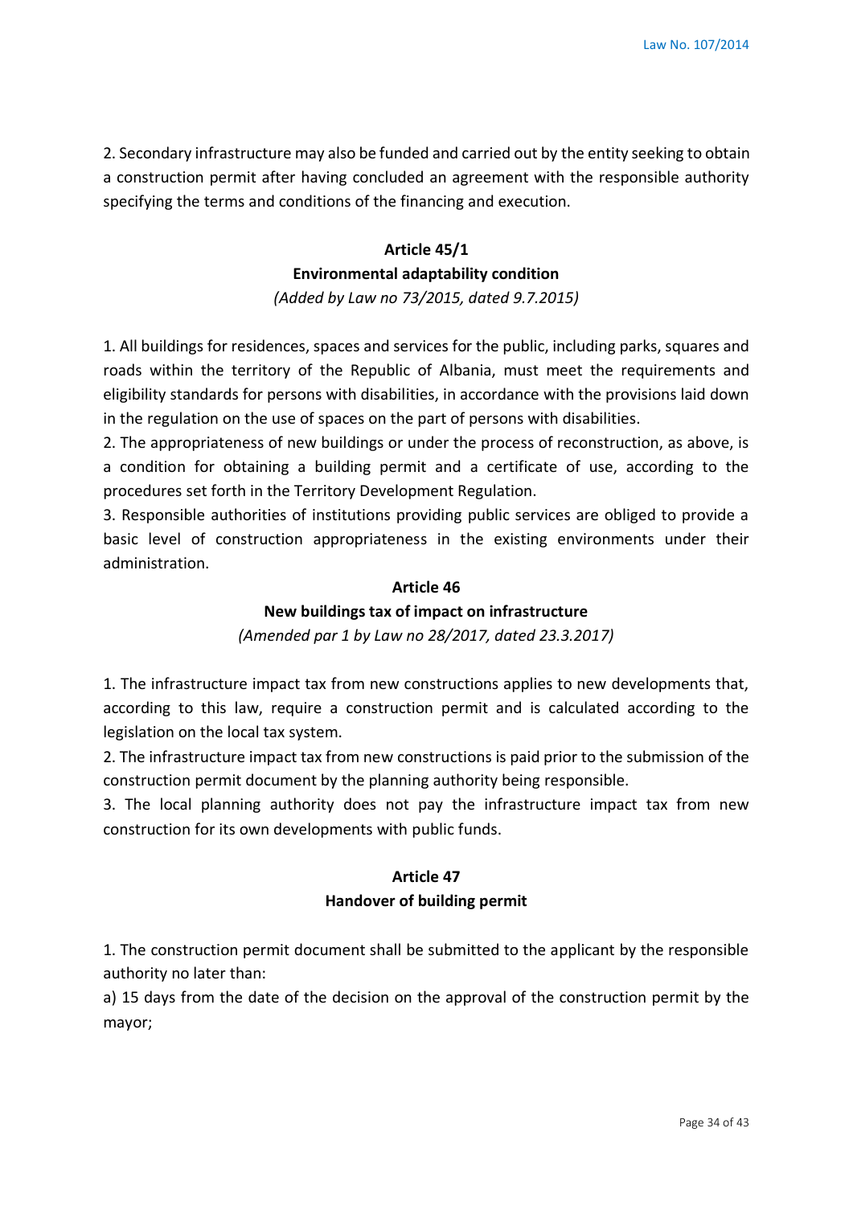2. Secondary infrastructure may also be funded and carried out by the entity seeking to obtain a construction permit after having concluded an agreement with the responsible authority specifying the terms and conditions of the financing and execution.

### Article 45/1
### Environmental adaptability condition
*(Added by Law no 73/2015, dated 9.7.2015)*

1. All buildings for residences, spaces and services for the public, including parks, squares and roads within the territory of the Republic of Albania, must meet the requirements and eligibility standards for persons with disabilities, in accordance with the provisions laid down in the regulation on the use of spaces on the part of persons with disabilities.
2. The appropriateness of new buildings or under the process of reconstruction, as above, is a condition for obtaining a building permit and a certificate of use, according to the procedures set forth in the Territory Development Regulation.
3. Responsible authorities of institutions providing public services are obliged to provide a basic level of construction appropriateness in the existing environments under their administration.

### Article 46
### New buildings tax of impact on infrastructure
*(Amended par 1 by Law no 28/2017, dated 23.3.2017)*

1. The infrastructure impact tax from new constructions applies to new developments that, according to this law, require a construction permit and is calculated according to the legislation on the local tax system.
2. The infrastructure impact tax from new constructions is paid prior to the submission of the construction permit document by the planning authority being responsible.
3. The local planning authority does not pay the infrastructure impact tax from new construction for its own developments with public funds.

### Article 47
### Handover of building permit

1. The construction permit document shall be submitted to the applicant by the responsible authority no later than:
a) 15 days from the date of the decision on the approval of the construction permit by the mayor;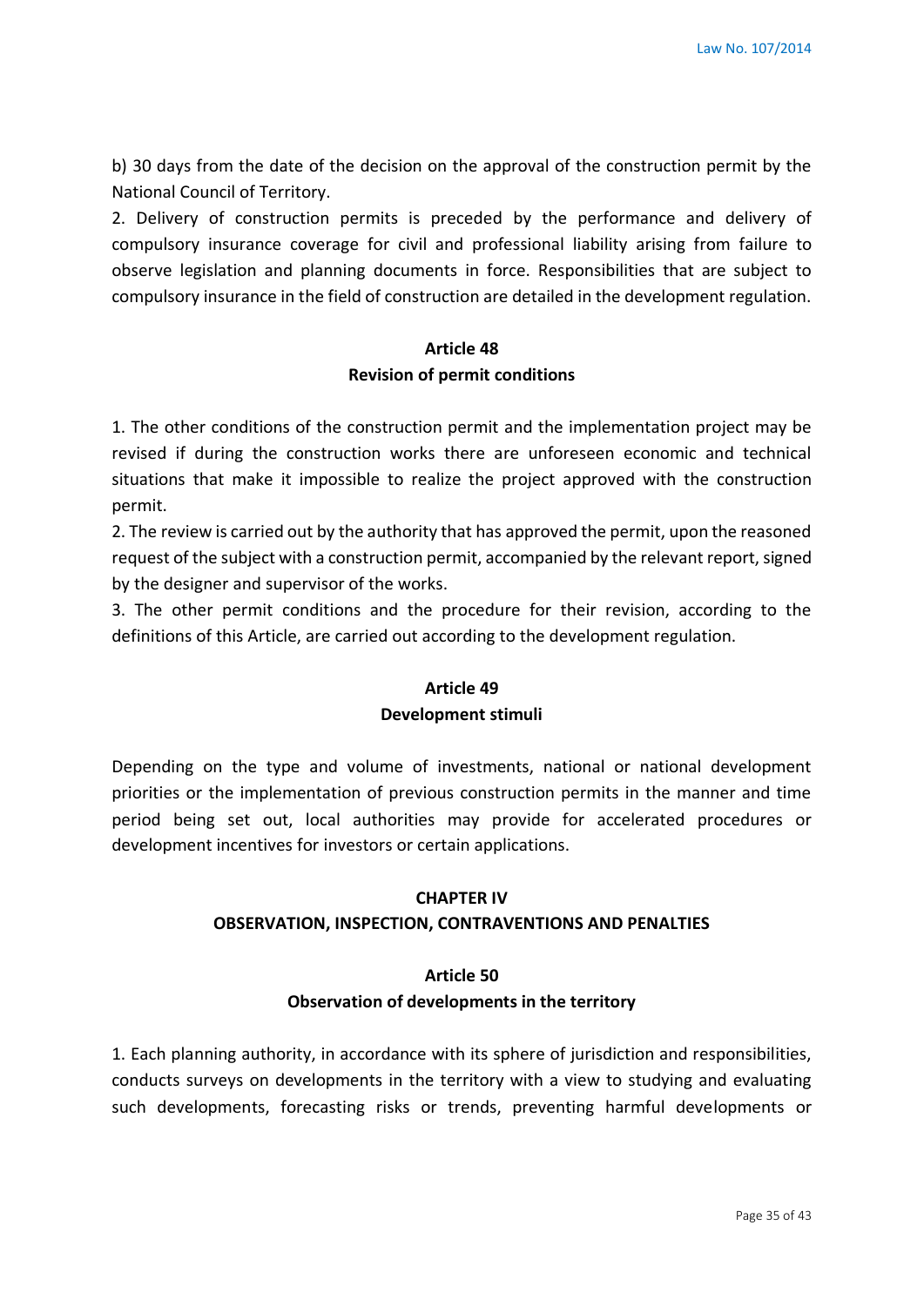b) 30 days from the date of the decision on the approval of the construction permit by the National Council of Territory.

2. Delivery of construction permits is preceded by the performance and delivery of compulsory insurance coverage for civil and professional liability arising from failure to observe legislation and planning documents in force. Responsibilities that are subject to compulsory insurance in the field of construction are detailed in the development regulation.

### Article 48
### Revision of permit conditions

1. The other conditions of the construction permit and the implementation project may be revised if during the construction works there are unforeseen economic and technical situations that make it impossible to realize the project approved with the construction permit.

2. The review is carried out by the authority that has approved the permit, upon the reasoned request of the subject with a construction permit, accompanied by the relevant report, signed by the designer and supervisor of the works.

3. The other permit conditions and the procedure for their revision, according to the definitions of this Article, are carried out according to the development regulation.

### Article 49
### Development stimuli

Depending on the type and volume of investments, national or national development priorities or the implementation of previous construction permits in the manner and time period being set out, local authorities may provide for accelerated procedures or development incentives for investors or certain applications.

## CHAPTER IV
## OBSERVATION, INSPECTION, CONTRAVENTIONS AND PENALTIES

### Article 50
### Observation of developments in the territory

1. Each planning authority, in accordance with its sphere of jurisdiction and responsibilities, conducts surveys on developments in the territory with a view to studying and evaluating such developments, forecasting risks or trends, preventing harmful developments or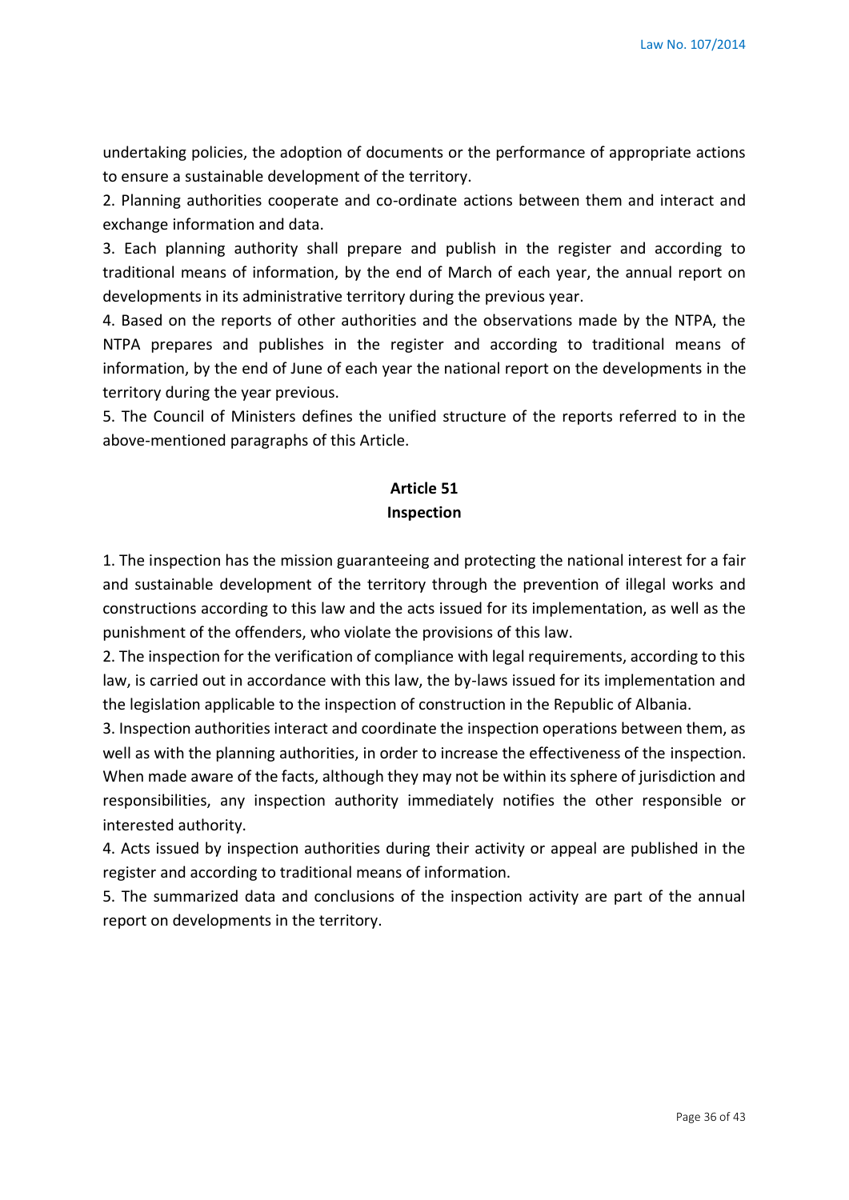undertaking policies, the adoption of documents or the performance of appropriate actions to ensure a sustainable development of the territory.

2. Planning authorities cooperate and co-ordinate actions between them and interact and exchange information and data.

3. Each planning authority shall prepare and publish in the register and according to traditional means of information, by the end of March of each year, the annual report on developments in its administrative territory during the previous year.

4. Based on the reports of other authorities and the observations made by the NTPA, the NTPA prepares and publishes in the register and according to traditional means of information, by the end of June of each year the national report on the developments in the territory during the year previous.

5. The Council of Ministers defines the unified structure of the reports referred to in the above-mentioned paragraphs of this Article.

## Article 51
## Inspection

1. The inspection has the mission guaranteeing and protecting the national interest for a fair and sustainable development of the territory through the prevention of illegal works and constructions according to this law and the acts issued for its implementation, as well as the punishment of the offenders, who violate the provisions of this law.

2. The inspection for the verification of compliance with legal requirements, according to this law, is carried out in accordance with this law, the by-laws issued for its implementation and the legislation applicable to the inspection of construction in the Republic of Albania.

3. Inspection authorities interact and coordinate the inspection operations between them, as well as with the planning authorities, in order to increase the effectiveness of the inspection. When made aware of the facts, although they may not be within its sphere of jurisdiction and responsibilities, any inspection authority immediately notifies the other responsible or interested authority.

4. Acts issued by inspection authorities during their activity or appeal are published in the register and according to traditional means of information.

5. The summarized data and conclusions of the inspection activity are part of the annual report on developments in the territory.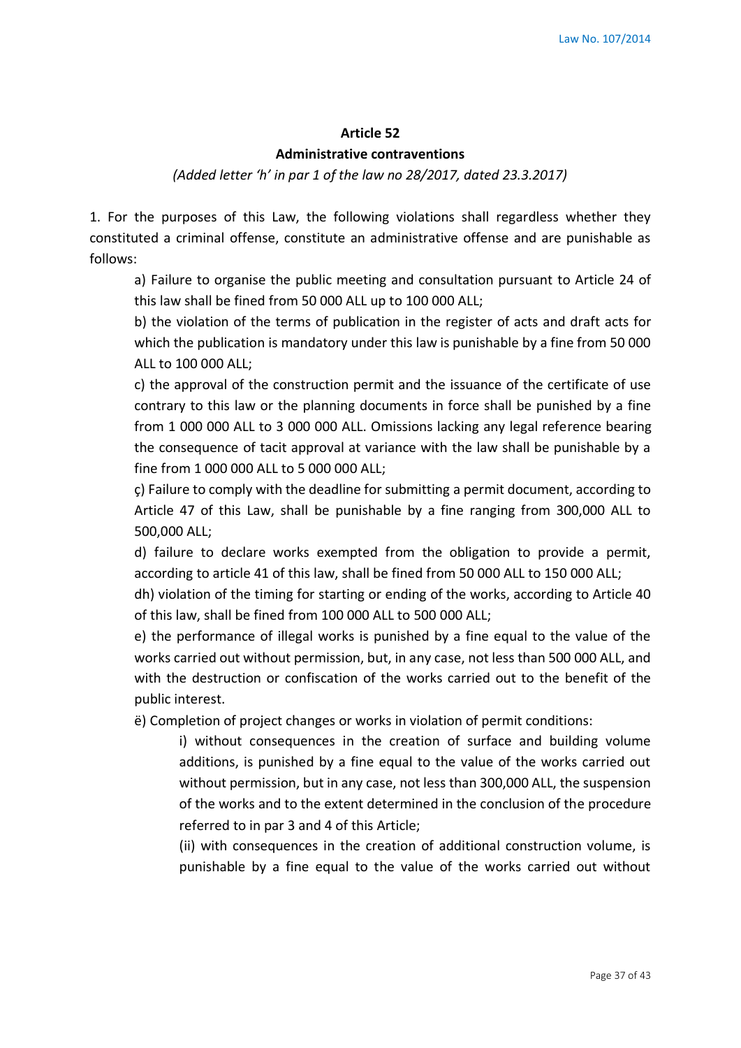## Article 52

### Administrative contraventions

*(Added letter 'h' in par 1 of the law no 28/2017, dated 23.3.2017)*

1. For the purposes of this Law, the following violations shall regardless whether they constituted a criminal offense, constitute an administrative offense and are punishable as follows:

   a) Failure to organise the public meeting and consultation pursuant to Article 24 of this law shall be fined from 50 000 ALL up to 100 000 ALL;

   b) the violation of the terms of publication in the register of acts and draft acts for which the publication is mandatory under this law is punishable by a fine from 50 000 ALL to 100 000 ALL;

   c) the approval of the construction permit and the issuance of the certificate of use contrary to this law or the planning documents in force shall be punished by a fine from 1 000 000 ALL to 3 000 000 ALL. Omissions lacking any legal reference bearing the consequence of tacit approval at variance with the law shall be punishable by a fine from 1 000 000 ALL to 5 000 000 ALL;

   ç) Failure to comply with the deadline for submitting a permit document, according to Article 47 of this Law, shall be punishable by a fine ranging from 300,000 ALL to 500,000 ALL;

   d) failure to declare works exempted from the obligation to provide a permit, according to article 41 of this law, shall be fined from 50 000 ALL to 150 000 ALL;

   dh) violation of the timing for starting or ending of the works, according to Article 40 of this law, shall be fined from 100 000 ALL to 500 000 ALL;

   e) the performance of illegal works is punished by a fine equal to the value of the works carried out without permission, but, in any case, not less than 500 000 ALL, and with the destruction or confiscation of the works carried out to the benefit of the public interest.

   ë) Completion of project changes or works in violation of permit conditions:

      i) without consequences in the creation of surface and building volume additions, is punished by a fine equal to the value of the works carried out without permission, but in any case, not less than 300,000 ALL, the suspension of the works and to the extent determined in the conclusion of the procedure referred to in par 3 and 4 of this Article;

      (ii) with consequences in the creation of additional construction volume, is punishable by a fine equal to the value of the works carried out without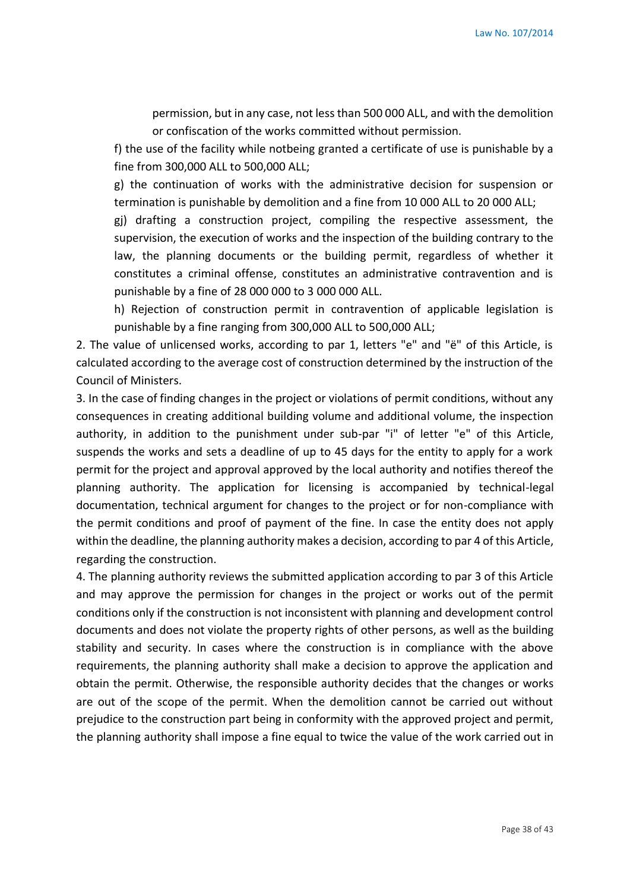permission, but in any case, not less than 500 000 ALL, and with the demolition or confiscation of the works committed without permission.

f) the use of the facility while notbeing granted a certificate of use is punishable by a fine from 300,000 ALL to 500,000 ALL;

g) the continuation of works with the administrative decision for suspension or termination is punishable by demolition and a fine from 10 000 ALL to 20 000 ALL;

gj) drafting a construction project, compiling the respective assessment, the supervision, the execution of works and the inspection of the building contrary to the law, the planning documents or the building permit, regardless of whether it constitutes a criminal offense, constitutes an administrative contravention and is punishable by a fine of 28 000 000 to 3 000 000 ALL.

h) Rejection of construction permit in contravention of applicable legislation is punishable by a fine ranging from 300,000 ALL to 500,000 ALL;

2. The value of unlicensed works, according to par 1, letters "e" and "ë" of this Article, is calculated according to the average cost of construction determined by the instruction of the Council of Ministers.

3. In the case of finding changes in the project or violations of permit conditions, without any consequences in creating additional building volume and additional volume, the inspection authority, in addition to the punishment under sub-par "i" of letter "e" of this Article, suspends the works and sets a deadline of up to 45 days for the entity to apply for a work permit for the project and approval approved by the local authority and notifies thereof the planning authority. The application for licensing is accompanied by technical-legal documentation, technical argument for changes to the project or for non-compliance with the permit conditions and proof of payment of the fine. In case the entity does not apply within the deadline, the planning authority makes a decision, according to par 4 of this Article, regarding the construction.

4. The planning authority reviews the submitted application according to par 3 of this Article and may approve the permission for changes in the project or works out of the permit conditions only if the construction is not inconsistent with planning and development control documents and does not violate the property rights of other persons, as well as the building stability and security. In cases where the construction is in compliance with the above requirements, the planning authority shall make a decision to approve the application and obtain the permit. Otherwise, the responsible authority decides that the changes or works are out of the scope of the permit. When the demolition cannot be carried out without prejudice to the construction part being in conformity with the approved project and permit, the planning authority shall impose a fine equal to twice the value of the work carried out in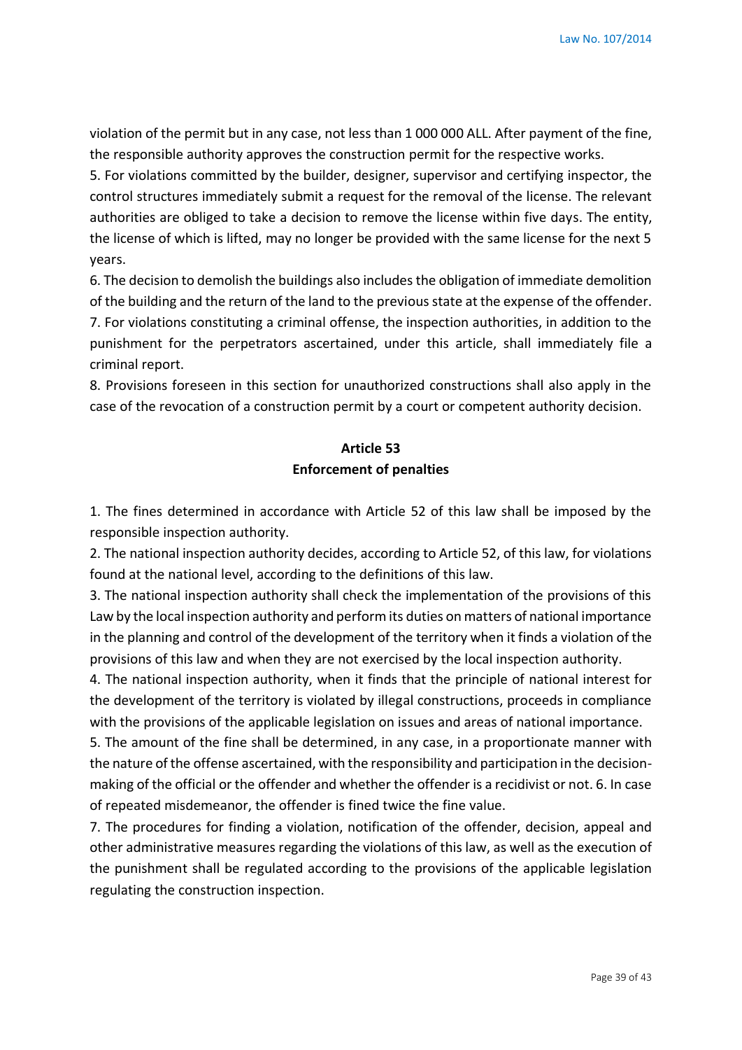violation of the permit but in any case, not less than 1 000 000 ALL. After payment of the fine, the responsible authority approves the construction permit for the respective works.

5. For violations committed by the builder, designer, supervisor and certifying inspector, the control structures immediately submit a request for the removal of the license. The relevant authorities are obliged to take a decision to remove the license within five days. The entity, the license of which is lifted, may no longer be provided with the same license for the next 5 years.

6. The decision to demolish the buildings also includes the obligation of immediate demolition of the building and the return of the land to the previous state at the expense of the offender.

7. For violations constituting a criminal offense, the inspection authorities, in addition to the punishment for the perpetrators ascertained, under this article, shall immediately file a criminal report.

8. Provisions foreseen in this section for unauthorized constructions shall also apply in the case of the revocation of a construction permit by a court or competent authority decision.

### Article 53
### Enforcement of penalties

1. The fines determined in accordance with Article 52 of this law shall be imposed by the responsible inspection authority.

2. The national inspection authority decides, according to Article 52, of this law, for violations found at the national level, according to the definitions of this law.

3. The national inspection authority shall check the implementation of the provisions of this Law by the local inspection authority and perform its duties on matters of national importance in the planning and control of the development of the territory when it finds a violation of the provisions of this law and when they are not exercised by the local inspection authority.

4. The national inspection authority, when it finds that the principle of national interest for the development of the territory is violated by illegal constructions, proceeds in compliance with the provisions of the applicable legislation on issues and areas of national importance.

5. The amount of the fine shall be determined, in any case, in a proportionate manner with the nature of the offense ascertained, with the responsibility and participation in the decision-making of the official or the offender and whether the offender is a recidivist or not. 6. In case of repeated misdemeanor, the offender is fined twice the fine value.

7. The procedures for finding a violation, notification of the offender, decision, appeal and other administrative measures regarding the violations of this law, as well as the execution of the punishment shall be regulated according to the provisions of the applicable legislation regulating the construction inspection.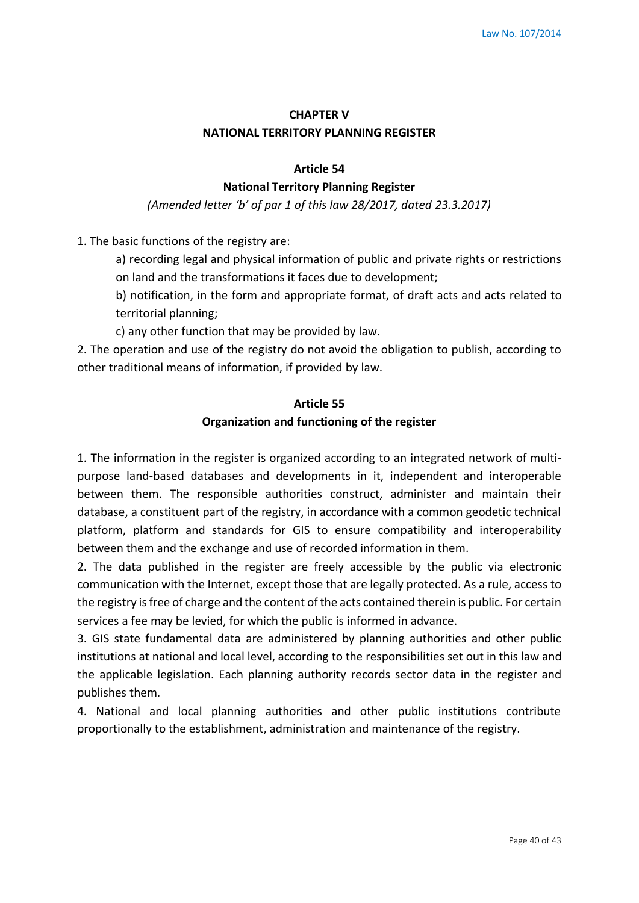## CHAPTER V
## NATIONAL TERRITORY PLANNING REGISTER

### Article 54
### National Territory Planning Register

*(Amended letter 'b' of par 1 of this law 28/2017, dated 23.3.2017)*

1. The basic functions of the registry are:

  a) recording legal and physical information of public and private rights or restrictions on land and the transformations it faces due to development;

  b) notification, in the form and appropriate format, of draft acts and acts related to territorial planning;

  c) any other function that may be provided by law.

2. The operation and use of the registry do not avoid the obligation to publish, according to other traditional means of information, if provided by law.

### Article 55
### Organization and functioning of the register

1. The information in the register is organized according to an integrated network of multi-purpose land-based databases and developments in it, independent and interoperable between them. The responsible authorities construct, administer and maintain their database, a constituent part of the registry, in accordance with a common geodetic technical platform, platform and standards for GIS to ensure compatibility and interoperability between them and the exchange and use of recorded information in them.

2. The data published in the register are freely accessible by the public via electronic communication with the Internet, except those that are legally protected. As a rule, access to the registry is free of charge and the content of the acts contained therein is public. For certain services a fee may be levied, for which the public is informed in advance.

3. GIS state fundamental data are administered by planning authorities and other public institutions at national and local level, according to the responsibilities set out in this law and the applicable legislation. Each planning authority records sector data in the register and publishes them.

4. National and local planning authorities and other public institutions contribute proportionally to the establishment, administration and maintenance of the registry.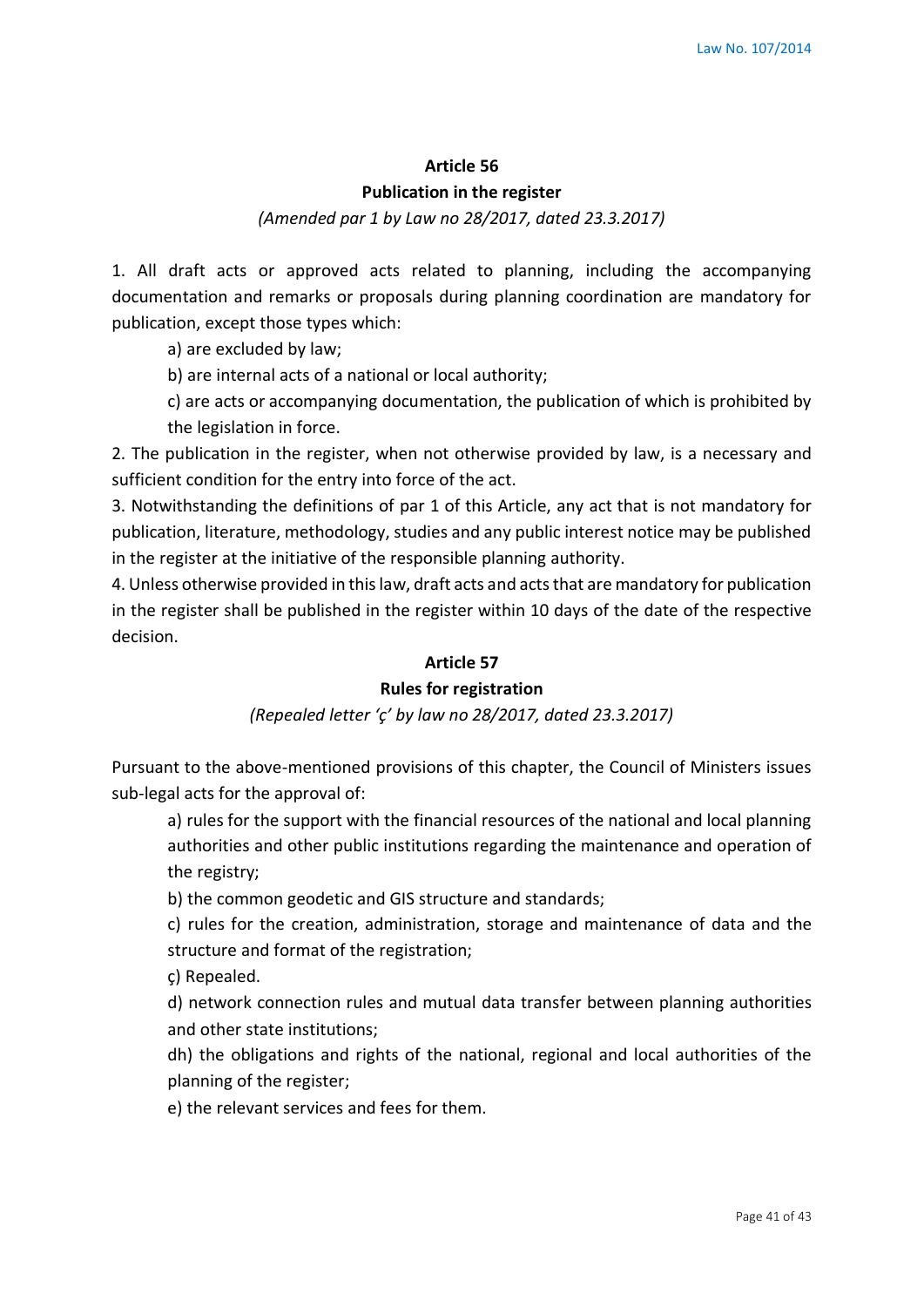## Article 56

## Publication in the register

*(Amended par 1 by Law no 28/2017, dated 23.3.2017)*

1. All draft acts or approved acts related to planning, including the accompanying documentation and remarks or proposals during planning coordination are mandatory for publication, except those types which:

   a) are excluded by law;

   b) are internal acts of a national or local authority;

   c) are acts or accompanying documentation, the publication of which is prohibited by the legislation in force.

2. The publication in the register, when not otherwise provided by law, is a necessary and sufficient condition for the entry into force of the act.

3. Notwithstanding the definitions of par 1 of this Article, any act that is not mandatory for publication, literature, methodology, studies and any public interest notice may be published in the register at the initiative of the responsible planning authority.

4. Unless otherwise provided in this law, draft acts and acts that are mandatory for publication in the register shall be published in the register within 10 days of the date of the respective decision.

## Article 57

## Rules for registration

*(Repealed letter 'ç' by law no 28/2017, dated 23.3.2017)*

Pursuant to the above-mentioned provisions of this chapter, the Council of Ministers issues sub-legal acts for the approval of:

a) rules for the support with the financial resources of the national and local planning authorities and other public institutions regarding the maintenance and operation of the registry;

b) the common geodetic and GIS structure and standards;

c) rules for the creation, administration, storage and maintenance of data and the structure and format of the registration;

ç) Repealed.

d) network connection rules and mutual data transfer between planning authorities and other state institutions;

dh) the obligations and rights of the national, regional and local authorities of the planning of the register;

e) the relevant services and fees for them.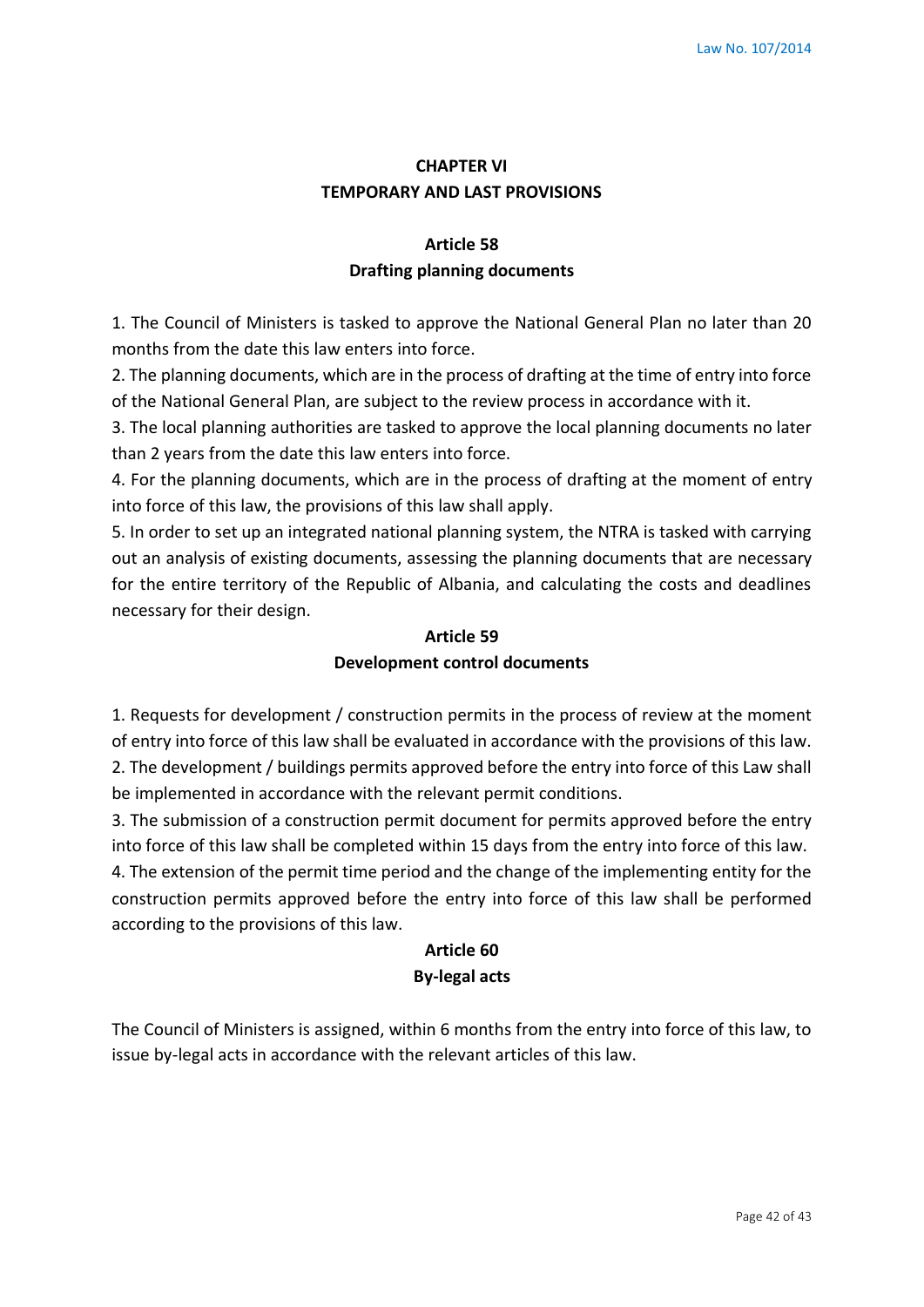## CHAPTER VI
## TEMPORARY AND LAST PROVISIONS

### Article 58
### Drafting planning documents

1. The Council of Ministers is tasked to approve the National General Plan no later than 20 months from the date this law enters into force.
2. The planning documents, which are in the process of drafting at the time of entry into force of the National General Plan, are subject to the review process in accordance with it.
3. The local planning authorities are tasked to approve the local planning documents no later than 2 years from the date this law enters into force.
4. For the planning documents, which are in the process of drafting at the moment of entry into force of this law, the provisions of this law shall apply.
5. In order to set up an integrated national planning system, the NTRA is tasked with carrying out an analysis of existing documents, assessing the planning documents that are necessary for the entire territory of the Republic of Albania, and calculating the costs and deadlines necessary for their design.

### Article 59
### Development control documents

1. Requests for development / construction permits in the process of review at the moment of entry into force of this law shall be evaluated in accordance with the provisions of this law.
2. The development / buildings permits approved before the entry into force of this Law shall be implemented in accordance with the relevant permit conditions.
3. The submission of a construction permit document for permits approved before the entry into force of this law shall be completed within 15 days from the entry into force of this law.
4. The extension of the permit time period and the change of the implementing entity for the construction permits approved before the entry into force of this law shall be performed according to the provisions of this law.

### Article 60
### By-legal acts

The Council of Ministers is assigned, within 6 months from the entry into force of this law, to issue by-legal acts in accordance with the relevant articles of this law.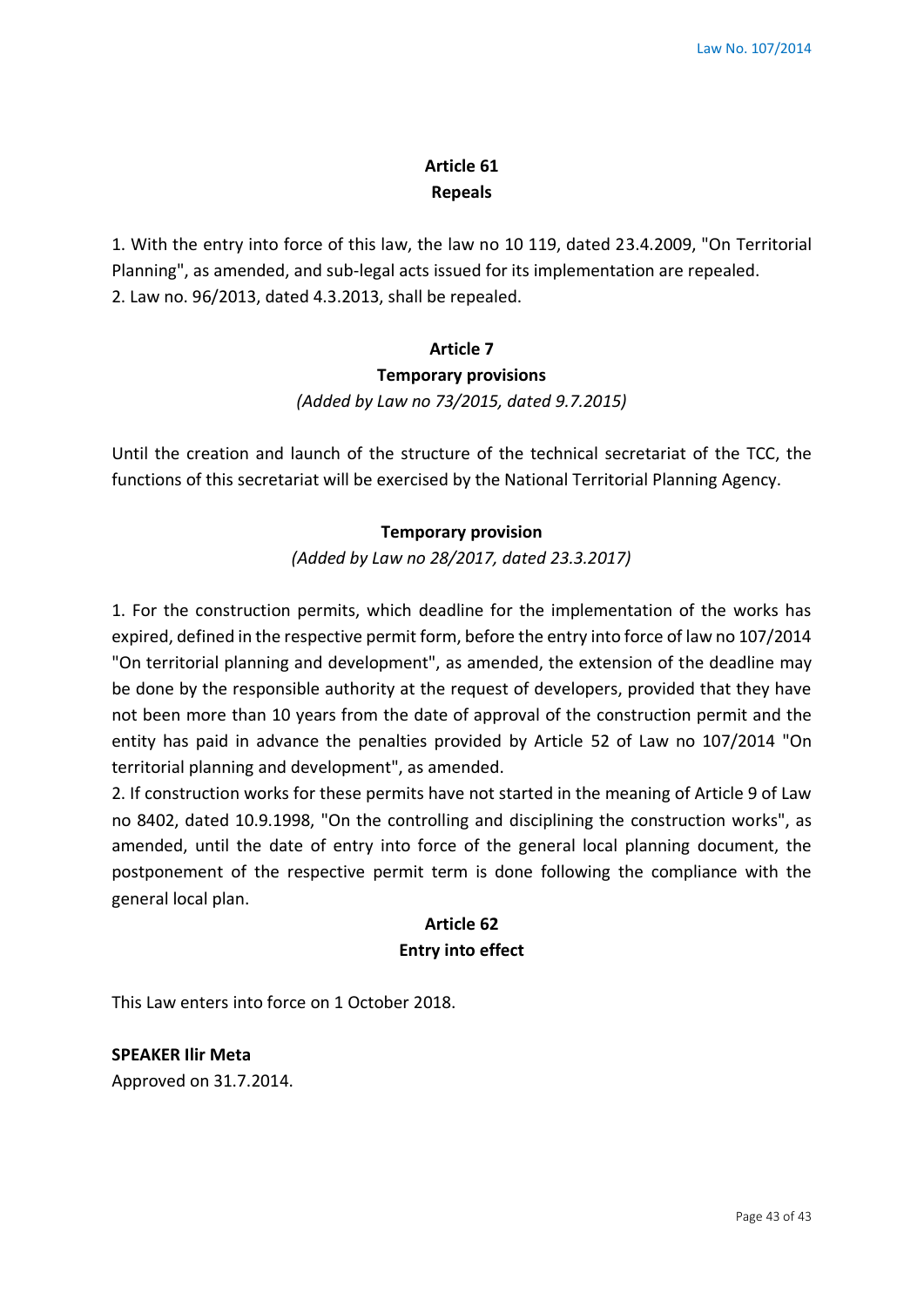**Article 61**
**Repeals**

1. With the entry into force of this law, the law no 10 119, dated 23.4.2009, "On Territorial Planning", as amended, and sub-legal acts issued for its implementation are repealed.
2. Law no. 96/2013, dated 4.3.2013, shall be repealed.

**Article 7**
**Temporary provisions**
*(Added by Law no 73/2015, dated 9.7.2015)*

Until the creation and launch of the structure of the technical secretariat of the TCC, the functions of this secretariat will be exercised by the National Territorial Planning Agency.

**Temporary provision**
*(Added by Law no 28/2017, dated 23.3.2017)*

1. For the construction permits, which deadline for the implementation of the works has expired, defined in the respective permit form, before the entry into force of law no 107/2014 "On territorial planning and development", as amended, the extension of the deadline may be done by the responsible authority at the request of developers, provided that they have not been more than 10 years from the date of approval of the construction permit and the entity has paid in advance the penalties provided by Article 52 of Law no 107/2014 "On territorial planning and development", as amended.
2. If construction works for these permits have not started in the meaning of Article 9 of Law no 8402, dated 10.9.1998, "On the controlling and disciplining the construction works", as amended, until the date of entry into force of the general local planning document, the postponement of the respective permit term is done following the compliance with the general local plan.

**Article 62**
**Entry into effect**

This Law enters into force on 1 October 2018.

**SPEAKER Ilir Meta**
Approved on 31.7.2014.